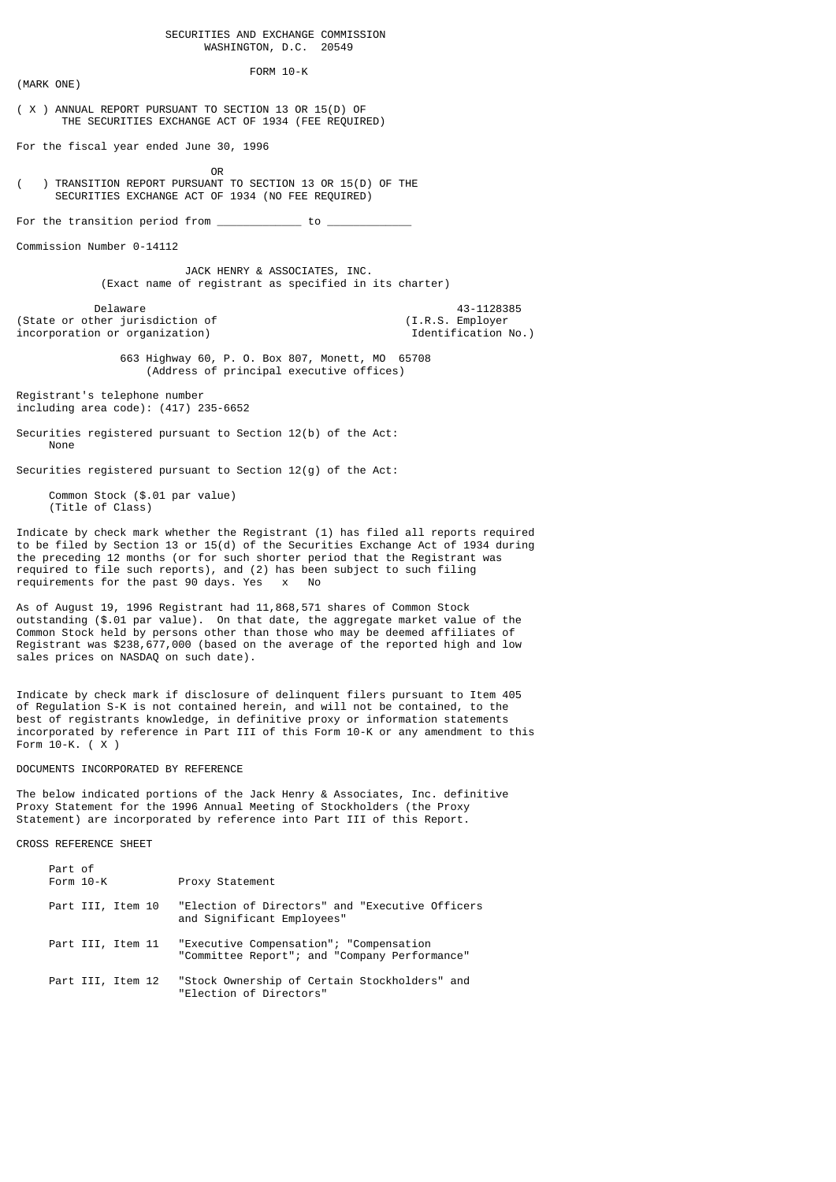SECURITIES AND EXCHANGE COMMISSION
WASHINGTON, D.C. 20549

FORM 10-K

(MARK ONE)

( X ) ANNUAL REPORT PURSUANT TO SECTION 13 OR 15(D) OF THE SECURITIES EXCHANGE ACT OF 1934 (FEE REQUIRED)

For the fiscal year ended June 30, 1996

OR

( ) TRANSITION REPORT PURSUANT TO SECTION 13 OR 15(D) OF THE SECURITIES EXCHANGE ACT OF 1934 (NO FEE REQUIRED)

For the transition period from ____________ to ____________

Commission Number 0-14112

JACK HENRY & ASSOCIATES, INC.
(Exact name of registrant as specified in its charter)

| Delaware | 43-1128385 |
|---|---|
| (State or other jurisdiction of incorporation or organization) | (I.R.S. Employer Identification No.) |

663 Highway 60, P. O. Box 807, Monett, MO 65708
(Address of principal executive offices)

Registrant's telephone number including area code): (417) 235-6652

Securities registered pursuant to Section 12(b) of the Act:
None

Securities registered pursuant to Section 12(g) of the Act:

Common Stock ($.01 par value)
(Title of Class)

Indicate by check mark whether the Registrant (1) has filed all reports required to be filed by Section 13 or 15(d) of the Securities Exchange Act of 1934 during the preceding 12 months (or for such shorter period that the Registrant was required to file such reports), and (2) has been subject to such filing requirements for the past 90 days. Yes x No

As of August 19, 1996 Registrant had 11,868,571 shares of Common Stock outstanding ($.01 par value). On that date, the aggregate market value of the Common Stock held by persons other than those who may be deemed affiliates of Registrant was $238,677,000 (based on the average of the reported high and low sales prices on NASDAQ on such date).

Indicate by check mark if disclosure of delinquent filers pursuant to Item 405 of Regulation S-K is not contained herein, and will not be contained, to the best of registrants knowledge, in definitive proxy or information statements incorporated by reference in Part III of this Form 10-K or any amendment to this Form 10-K. ( X )

DOCUMENTS INCORPORATED BY REFERENCE

The below indicated portions of the Jack Henry & Associates, Inc. definitive Proxy Statement for the 1996 Annual Meeting of Stockholders (the Proxy Statement) are incorporated by reference into Part III of this Report.

CROSS REFERENCE SHEET

| Part of Form 10-K | Proxy Statement |
|---|---|
| Part III, Item 10 | "Election of Directors" and "Executive Officers and Significant Employees" |
| Part III, Item 11 | "Executive Compensation"; "Compensation "Committee Report"; and "Company Performance" |
| Part III, Item 12 | "Stock Ownership of Certain Stockholders" and "Election of Directors" |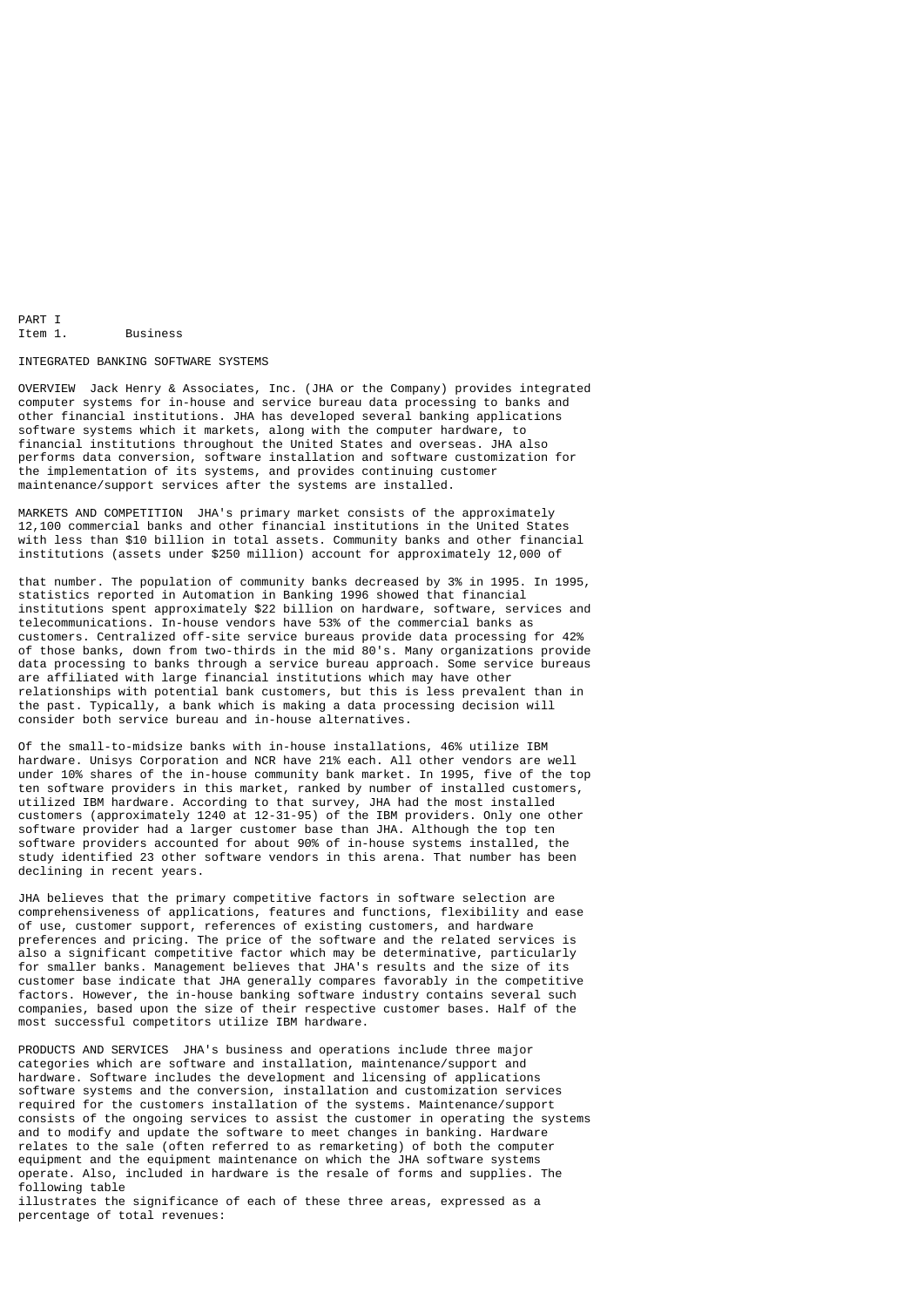PART I
Item 1. Business

INTEGRATED BANKING SOFTWARE SYSTEMS

OVERVIEW Jack Henry & Associates, Inc. (JHA or the Company) provides integrated computer systems for in-house and service bureau data processing to banks and other financial institutions. JHA has developed several banking applications software systems which it markets, along with the computer hardware, to financial institutions throughout the United States and overseas. JHA also performs data conversion, software installation and software customization for the implementation of its systems, and provides continuing customer maintenance/support services after the systems are installed.

MARKETS AND COMPETITION JHA's primary market consists of the approximately 12,100 commercial banks and other financial institutions in the United States with less than $10 billion in total assets. Community banks and other financial institutions (assets under $250 million) account for approximately 12,000 of that number. The population of community banks decreased by 3% in 1995. In 1995, statistics reported in Automation in Banking 1996 showed that financial institutions spent approximately $22 billion on hardware, software, services and telecommunications. In-house vendors have 53% of the commercial banks as customers. Centralized off-site service bureaus provide data processing for 42% of those banks, down from two-thirds in the mid 80's. Many organizations provide data processing to banks through a service bureau approach. Some service bureaus are affiliated with large financial institutions which may have other relationships with potential bank customers, but this is less prevalent than in the past. Typically, a bank which is making a data processing decision will consider both service bureau and in-house alternatives.

Of the small-to-midsize banks with in-house installations, 46% utilize IBM hardware. Unisys Corporation and NCR have 21% each. All other vendors are well under 10% shares of the in-house community bank market. In 1995, five of the top ten software providers in this market, ranked by number of installed customers, utilized IBM hardware. According to that survey, JHA had the most installed customers (approximately 1240 at 12-31-95) of the IBM providers. Only one other software provider had a larger customer base than JHA. Although the top ten software providers accounted for about 90% of in-house systems installed, the study identified 23 other software vendors in this arena. That number has been declining in recent years.

JHA believes that the primary competitive factors in software selection are comprehensiveness of applications, features and functions, flexibility and ease of use, customer support, references of existing customers, and hardware preferences and pricing. The price of the software and the related services is also a significant competitive factor which may be determinative, particularly for smaller banks. Management believes that JHA's results and the size of its customer base indicate that JHA generally compares favorably in the competitive factors. However, the in-house banking software industry contains several such companies, based upon the size of their respective customer bases. Half of the most successful competitors utilize IBM hardware.

PRODUCTS AND SERVICES JHA's business and operations include three major categories which are software and installation, maintenance/support and hardware. Software includes the development and licensing of applications software systems and the conversion, installation and customization services required for the customers installation of the systems. Maintenance/support consists of the ongoing services to assist the customer in operating the systems and to modify and update the software to meet changes in banking. Hardware relates to the sale (often referred to as remarketing) of both the computer equipment and the equipment maintenance on which the JHA software systems operate. Also, included in hardware is the resale of forms and supplies. The following table illustrates the significance of each of these three areas, expressed as a percentage of total revenues: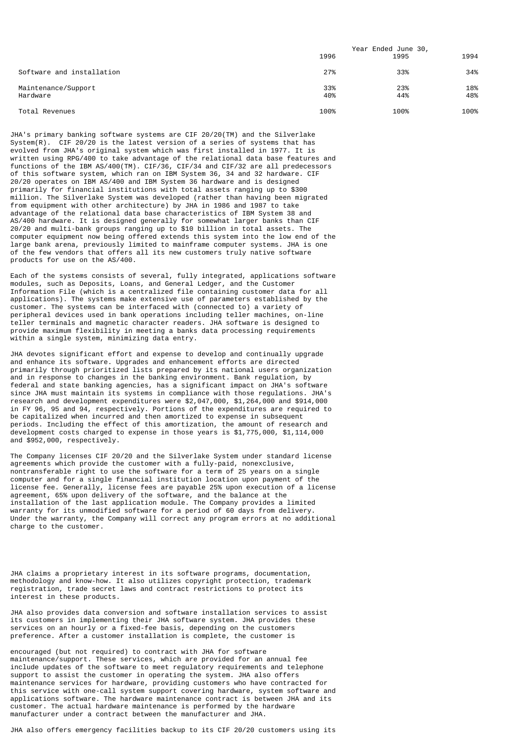| | Year Ended June 30, | | |
|---|---|---|---|
| | 1996 | 1995 | 1994 |
| Software and installation | 27% | 33% | 34% |
| Maintenance/Support | 33% | 23% | 18% |
| Hardware | 40% | 44% | 48% |
| Total Revenues | 100% | 100% | 100% |

JHA's primary banking software systems are CIF 20/20(TM) and the Silverlake System(R). CIF 20/20 is the latest version of a series of systems that has evolved from JHA's original system which was first installed in 1977. It is written using RPG/400 to take advantage of the relational data base features and functions of the IBM AS/400(TM). CIF/36, CIF/34 and CIF/32 are all predecessors of this software system, which ran on IBM System 36, 34 and 32 hardware. CIF 20/20 operates on IBM AS/400 and IBM System 36 hardware and is designed primarily for financial institutions with total assets ranging up to $300 million. The Silverlake System was developed (rather than having been migrated from equipment with other architecture) by JHA in 1986 and 1987 to take advantage of the relational data base characteristics of IBM System 38 and AS/400 hardware. It is designed generally for somewhat larger banks than CIF 20/20 and multi-bank groups ranging up to $10 billion in total assets. The computer equipment now being offered extends this system into the low end of the large bank arena, previously limited to mainframe computer systems. JHA is one of the few vendors that offers all its new customers truly native software products for use on the AS/400.

Each of the systems consists of several, fully integrated, applications software modules, such as Deposits, Loans, and General Ledger, and the Customer Information File (which is a centralized file containing customer data for all applications). The systems make extensive use of parameters established by the customer. The systems can be interfaced with (connected to) a variety of peripheral devices used in bank operations including teller machines, on-line teller terminals and magnetic character readers. JHA software is designed to provide maximum flexibility in meeting a banks data processing requirements within a single system, minimizing data entry.

JHA devotes significant effort and expense to develop and continually upgrade and enhance its software. Upgrades and enhancement efforts are directed primarily through prioritized lists prepared by its national users organization and in response to changes in the banking environment. Bank regulation, by federal and state banking agencies, has a significant impact on JHA's software since JHA must maintain its systems in compliance with those regulations. JHA's research and development expenditures were $2,047,000, $1,264,000 and $914,000 in FY 96, 95 and 94, respectively. Portions of the expenditures are required to be capitalized when incurred and then amortized to expense in subsequent periods. Including the effect of this amortization, the amount of research and development costs charged to expense in those years is $1,775,000, $1,114,000 and $952,000, respectively.

The Company licenses CIF 20/20 and the Silverlake System under standard license agreements which provide the customer with a fully-paid, nonexclusive, nontransferable right to use the software for a term of 25 years on a single computer and for a single financial institution location upon payment of the license fee. Generally, license fees are payable 25% upon execution of a license agreement, 65% upon delivery of the software, and the balance at the installation of the last application module. The Company provides a limited warranty for its unmodified software for a period of 60 days from delivery. Under the warranty, the Company will correct any program errors at no additional charge to the customer.

JHA claims a proprietary interest in its software programs, documentation, methodology and know-how. It also utilizes copyright protection, trademark registration, trade secret laws and contract restrictions to protect its interest in these products.

JHA also provides data conversion and software installation services to assist its customers in implementing their JHA software system. JHA provides these services on an hourly or a fixed-fee basis, depending on the customers preference. After a customer installation is complete, the customer is encouraged (but not required) to contract with JHA for software maintenance/support. These services, which are provided for an annual fee include updates of the software to meet regulatory requirements and telephone support to assist the customer in operating the system. JHA also offers maintenance services for hardware, providing customers who have contracted for this service with one-call system support covering hardware, system software and applications software. The hardware maintenance contract is between JHA and its customer. The actual hardware maintenance is performed by the hardware manufacturer under a contract between the manufacturer and JHA.

JHA also offers emergency facilities backup to its CIF 20/20 customers using its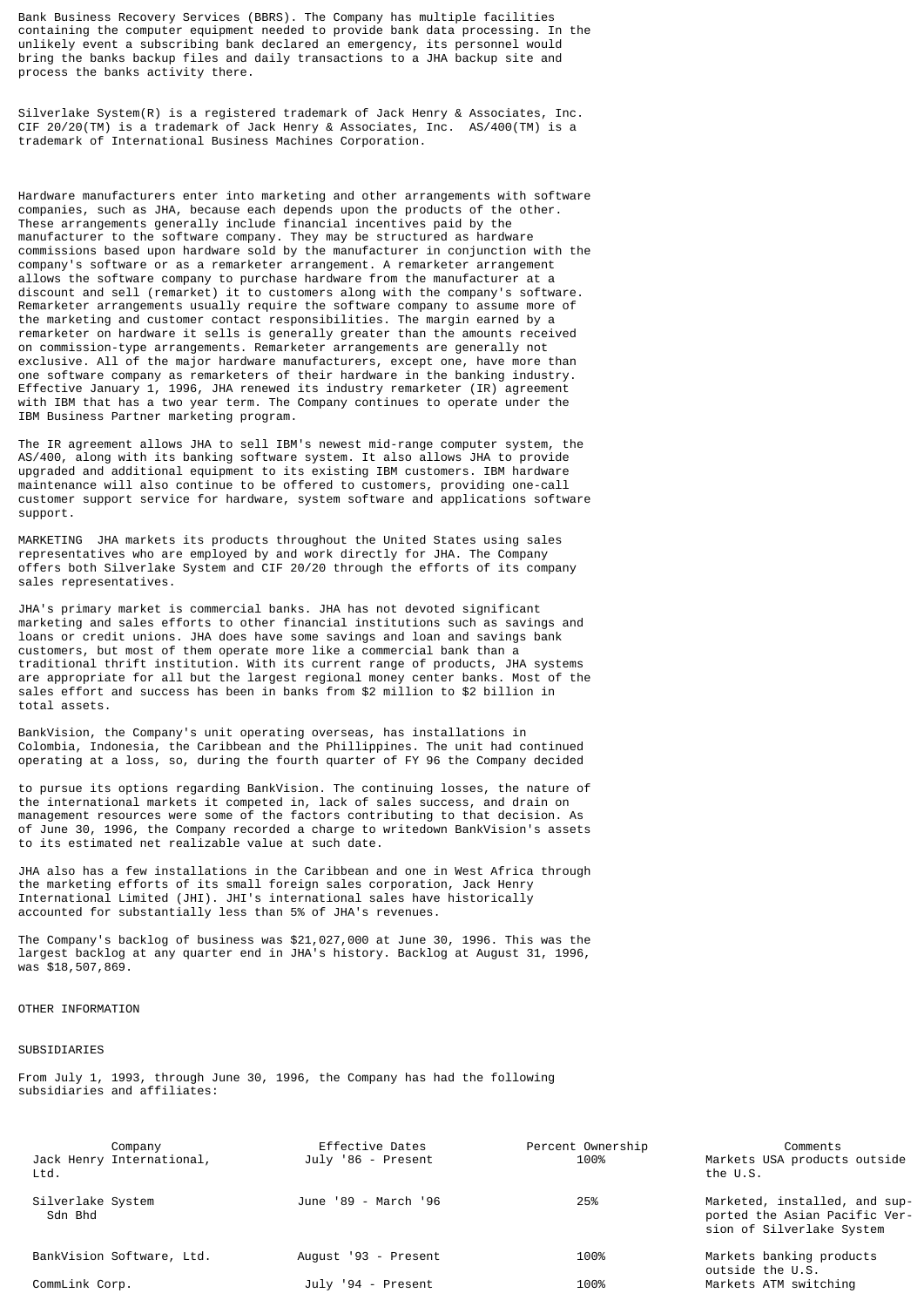Bank Business Recovery Services (BBRS). The Company has multiple facilities containing the computer equipment needed to provide bank data processing. In the unlikely event a subscribing bank declared an emergency, its personnel would bring the banks backup files and daily transactions to a JHA backup site and process the banks activity there.

Silverlake System(R) is a registered trademark of Jack Henry & Associates, Inc. CIF 20/20(TM) is a trademark of Jack Henry & Associates, Inc. AS/400(TM) is a trademark of International Business Machines Corporation.

Hardware manufacturers enter into marketing and other arrangements with software companies, such as JHA, because each depends upon the products of the other. These arrangements generally include financial incentives paid by the manufacturer to the software company. They may be structured as hardware commissions based upon hardware sold by the manufacturer in conjunction with the company's software or as a remarketer arrangement. A remarketer arrangement allows the software company to purchase hardware from the manufacturer at a discount and sell (remarket) it to customers along with the company's software. Remarketer arrangements usually require the software company to assume more of the marketing and customer contact responsibilities. The margin earned by a remarketer on hardware it sells is generally greater than the amounts received on commission-type arrangements. Remarketer arrangements are generally not exclusive. All of the major hardware manufacturers, except one, have more than one software company as remarketers of their hardware in the banking industry. Effective January 1, 1996, JHA renewed its industry remarketer (IR) agreement with IBM that has a two year term. The Company continues to operate under the IBM Business Partner marketing program.

The IR agreement allows JHA to sell IBM's newest mid-range computer system, the AS/400, along with its banking software system. It also allows JHA to provide upgraded and additional equipment to its existing IBM customers. IBM hardware maintenance will also continue to be offered to customers, providing one-call customer support service for hardware, system software and applications software support.

MARKETING JHA markets its products throughout the United States using sales representatives who are employed by and work directly for JHA. The Company offers both Silverlake System and CIF 20/20 through the efforts of its company sales representatives.

JHA's primary market is commercial banks. JHA has not devoted significant marketing and sales efforts to other financial institutions such as savings and loans or credit unions. JHA does have some savings and loan and savings bank customers, but most of them operate more like a commercial bank than a traditional thrift institution. With its current range of products, JHA systems are appropriate for all but the largest regional money center banks. Most of the sales effort and success has been in banks from $2 million to $2 billion in total assets.

BankVision, the Company's unit operating overseas, has installations in Colombia, Indonesia, the Caribbean and the Phillippines. The unit had continued operating at a loss, so, during the fourth quarter of FY 96 the Company decided to pursue its options regarding BankVision. The continuing losses, the nature of the international markets it competed in, lack of sales success, and drain on management resources were some of the factors contributing to that decision. As of June 30, 1996, the Company recorded a charge to writedown BankVision's assets to its estimated net realizable value at such date.

JHA also has a few installations in the Caribbean and one in West Africa through the marketing efforts of its small foreign sales corporation, Jack Henry International Limited (JHI). JHI's international sales have historically accounted for substantially less than 5% of JHA's revenues.

The Company's backlog of business was $21,027,000 at June 30, 1996. This was the largest backlog at any quarter end in JHA's history. Backlog at August 31, 1996, was $18,507,869.

OTHER INFORMATION

SUBSIDIARIES

From July 1, 1993, through June 30, 1996, the Company has had the following subsidiaries and affiliates:

| Company | Effective Dates | Percent Ownership | Comments |
|---|---|---|---|
| Jack Henry International, Ltd. | July '86 - Present | 100% | Markets USA products outside the U.S. |
| Silverlake System Sdn Bhd | June '89 - March '96 | 25% | Marketed, installed, and supported the Asian Pacific Version of Silverlake System |
| BankVision Software, Ltd. | August '93 - Present | 100% | Markets banking products outside the U.S. |
| CommLink Corp. | July '94 - Present | 100% | Markets ATM switching |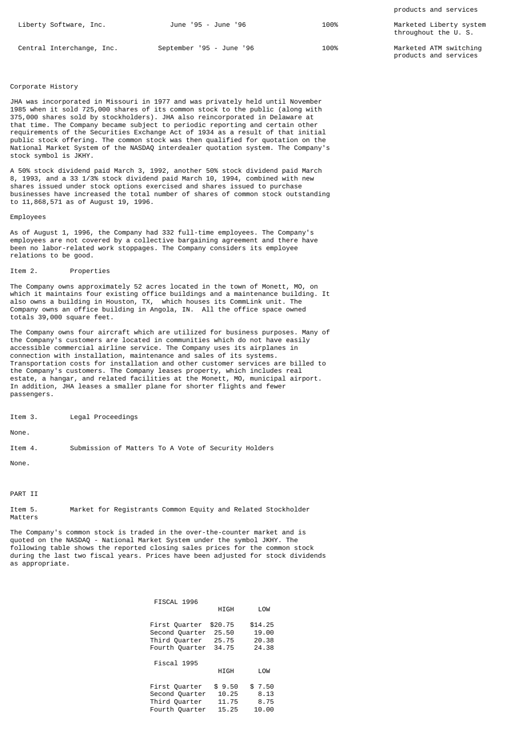| | | | products and services |
|---|---|---|---|
| Liberty Software, Inc. | June '95 - June '96 | 100% | Marketed Liberty system throughout the U. S. |
| Central Interchange, Inc. | September '95 - June '96 | 100% | Marketed ATM switching products and services |

Corporate History

JHA was incorporated in Missouri in 1977 and was privately held until November 1985 when it sold 725,000 shares of its common stock to the public (along with 375,000 shares sold by stockholders). JHA also reincorporated in Delaware at that time. The Company became subject to periodic reporting and certain other requirements of the Securities Exchange Act of 1934 as a result of that initial public stock offering. The common stock was then qualified for quotation on the National Market System of the NASDAQ interdealer quotation system. The Company's stock symbol is JKHY.

A 50% stock dividend paid March 3, 1992, another 50% stock dividend paid March 8, 1993, and a 33 1/3% stock dividend paid March 10, 1994, combined with new shares issued under stock options exercised and shares issued to purchase businesses have increased the total number of shares of common stock outstanding to 11,868,571 as of August 19, 1996.

Employees

As of August 1, 1996, the Company had 332 full-time employees. The Company's employees are not covered by a collective bargaining agreement and there have been no labor-related work stoppages. The Company considers its employee relations to be good.

Item 2. Properties

The Company owns approximately 52 acres located in the town of Monett, MO, on which it maintains four existing office buildings and a maintenance building. It also owns a building in Houston, TX, which houses its CommLink unit. The Company owns an office building in Angola, IN. All the office space owned totals 39,000 square feet.

The Company owns four aircraft which are utilized for business purposes. Many of the Company's customers are located in communities which do not have easily accessible commercial airline service. The Company uses its airplanes in connection with installation, maintenance and sales of its systems. Transportation costs for installation and other customer services are billed to the Company's customers. The Company leases property, which includes real estate, a hangar, and related facilities at the Monett, MO, municipal airport. In addition, JHA leases a smaller plane for shorter flights and fewer passengers.

Item 3. Legal Proceedings

None.

Item 4. Submission of Matters To A Vote of Security Holders

None.

PART II

Item 5. Market for Registrants Common Equity and Related Stockholder Matters

The Company's common stock is traded in the over-the-counter market and is quoted on the NASDAQ - National Market System under the symbol JKHY. The following table shows the reported closing sales prices for the common stock during the last two fiscal years. Prices have been adjusted for stock dividends as appropriate.

| FISCAL 1996 | HIGH | LOW |
|---|---|---|
| First Quarter | $20.75 | $14.25 |
| Second Quarter | 25.50 | 19.00 |
| Third Quarter | 25.75 | 20.38 |
| Fourth Quarter | 34.75 | 24.38 |

| Fiscal 1995 | HIGH | LOW |
|---|---|---|
| First Quarter | $ 9.50 | $ 7.50 |
| Second Quarter | 10.25 | 8.13 |
| Third Quarter | 11.75 | 8.75 |
| Fourth Quarter | 15.25 | 10.00 |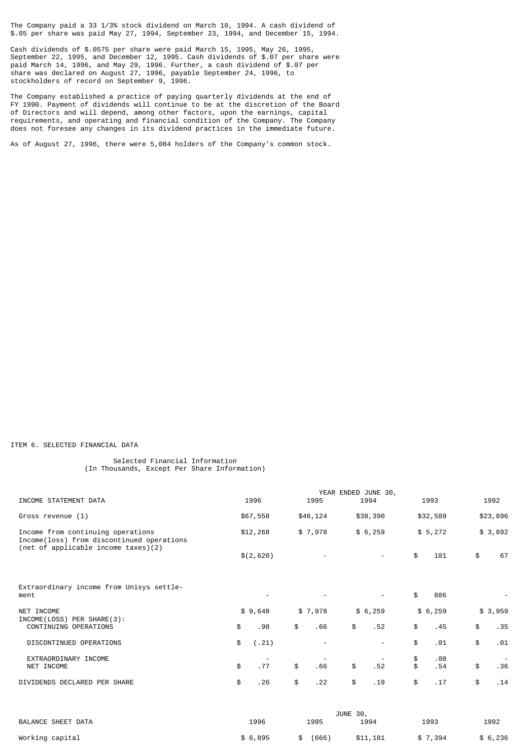The Company paid a 33 1/3% stock dividend on March 10, 1994. A cash dividend of $.05 per share was paid May 27, 1994, September 23, 1994, and December 15, 1994.

Cash dividends of $.0575 per share were paid March 15, 1995, May 26, 1995, September 22, 1995, and December 12, 1995. Cash dividends of $.07 per share were paid March 14, 1996, and May 29, 1996. Further, a cash dividend of $.07 per share was declared on August 27, 1996, payable September 24, 1996, to stockholders of record on September 9, 1996.

The Company established a practice of paying quarterly dividends at the end of FY 1990. Payment of dividends will continue to be at the discretion of the Board of Directors and will depend, among other factors, upon the earnings, capital requirements, and operating and financial condition of the Company. The Company does not foresee any changes in its dividend practices in the immediate future.

As of August 27, 1996, there were 5,084 holders of the Company's common stock.

ITEM 6. SELECTED FINANCIAL DATA

Selected Financial Information
(In Thousands, Except Per Share Information)

| | YEAR ENDED JUNE 30, | | | | |
|---|---|---|---|---|---|
| INCOME STATEMENT DATA | 1996 | 1995 | 1994 | 1993 | 1992 |
| Gross revenue (1) | $67,558 | $46,124 | $38,390 | $32,589 | $23,896 |
| Income from continuing operations | $12,268 | $ 7,978 | $ 6,259 | $ 5,272 | $ 3,892 |
| Income(loss) from discontinued operations (net of applicable income taxes)(2) | $(2,620) | - | - | $ 101 | $ 67 |
| Extraordinary income from Unisys settlement | - | - | - | $ 886 | - |
| NET INCOME | $ 9,648 | $ 7,978 | $ 6,259 | $ 6,259 | $ 3,959 |
| INCOME(LOSS) PER SHARE(3): | | | | | |
| CONTINUING OPERATIONS | $ .98 | $ .66 | $ .52 | $ .45 | $ .35 |
| DISCONTINUED OPERATIONS | $ (.21) | - | - | $ .01 | $ .01 |
| EXTRAORDINARY INCOME | - | - | - | $ .08 | - |
| NET INCOME | $ .77 | $ .66 | $ .52 | $ .54 | $ .36 |
| DIVIDENDS DECLARED PER SHARE | $ .26 | $ .22 | $ .19 | $ .17 | $ .14 |

| | JUNE 30, | | | | |
|---|---|---|---|---|---|
| BALANCE SHEET DATA | 1996 | 1995 | 1994 | 1993 | 1992 |
| Working capital | $ 6,895 | $ (666) | $11,181 | $ 7,394 | $ 6,236 |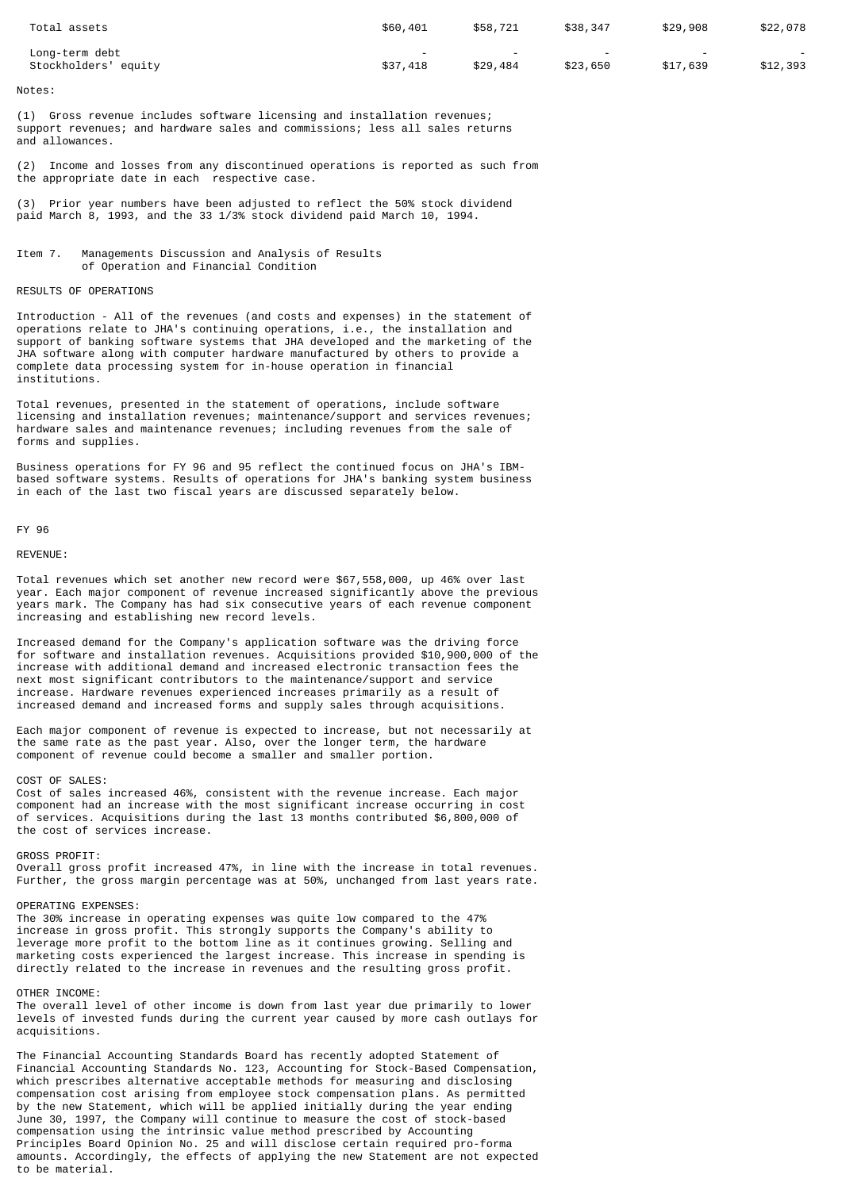| | | | | | |
|---|---|---|---|---|---|
| Total assets | $60,401 | $58,721 | $38,347 | $29,908 | $22,078 |
| Long-term debt | - | - | - | - | - |
| Stockholders' equity | $37,418 | $29,484 | $23,650 | $17,639 | $12,393 |

Notes:

(1) Gross revenue includes software licensing and installation revenues; support revenues; and hardware sales and commissions; less all sales returns and allowances.

(2) Income and losses from any discontinued operations is reported as such from the appropriate date in each respective case.

(3) Prior year numbers have been adjusted to reflect the 50% stock dividend paid March 8, 1993, and the 33 1/3% stock dividend paid March 10, 1994.

## Item 7. Managements Discussion and Analysis of Results of Operation and Financial Condition

### RESULTS OF OPERATIONS

Introduction - All of the revenues (and costs and expenses) in the statement of operations relate to JHA's continuing operations, i.e., the installation and support of banking software systems that JHA developed and the marketing of the JHA software along with computer hardware manufactured by others to provide a complete data processing system for in-house operation in financial institutions.

Total revenues, presented in the statement of operations, include software licensing and installation revenues; maintenance/support and services revenues; hardware sales and maintenance revenues; including revenues from the sale of forms and supplies.

Business operations for FY 96 and 95 reflect the continued focus on JHA's IBM-based software systems. Results of operations for JHA's banking system business in each of the last two fiscal years are discussed separately below.

### FY 96

REVENUE:

Total revenues which set another new record were $67,558,000, up 46% over last year. Each major component of revenue increased significantly above the previous years mark. The Company has had six consecutive years of each revenue component increasing and establishing new record levels.

Increased demand for the Company's application software was the driving force for software and installation revenues. Acquisitions provided $10,900,000 of the increase with additional demand and increased electronic transaction fees the next most significant contributors to the maintenance/support and service increase. Hardware revenues experienced increases primarily as a result of increased demand and increased forms and supply sales through acquisitions.

Each major component of revenue is expected to increase, but not necessarily at the same rate as the past year. Also, over the longer term, the hardware component of revenue could become a smaller and smaller portion.

COST OF SALES:
Cost of sales increased 46%, consistent with the revenue increase. Each major component had an increase with the most significant increase occurring in cost of services. Acquisitions during the last 13 months contributed $6,800,000 of the cost of services increase.

GROSS PROFIT:
Overall gross profit increased 47%, in line with the increase in total revenues. Further, the gross margin percentage was at 50%, unchanged from last years rate.

OPERATING EXPENSES:
The 30% increase in operating expenses was quite low compared to the 47% increase in gross profit. This strongly supports the Company's ability to leverage more profit to the bottom line as it continues growing. Selling and marketing costs experienced the largest increase. This increase in spending is directly related to the increase in revenues and the resulting gross profit.

OTHER INCOME:
The overall level of other income is down from last year due primarily to lower levels of invested funds during the current year caused by more cash outlays for acquisitions.

The Financial Accounting Standards Board has recently adopted Statement of Financial Accounting Standards No. 123, Accounting for Stock-Based Compensation, which prescribes alternative acceptable methods for measuring and disclosing compensation cost arising from employee stock compensation plans. As permitted by the new Statement, which will be applied initially during the year ending June 30, 1997, the Company will continue to measure the cost of stock-based compensation using the intrinsic value method prescribed by Accounting Principles Board Opinion No. 25 and will disclose certain required pro-forma amounts. Accordingly, the effects of applying the new Statement are not expected to be material.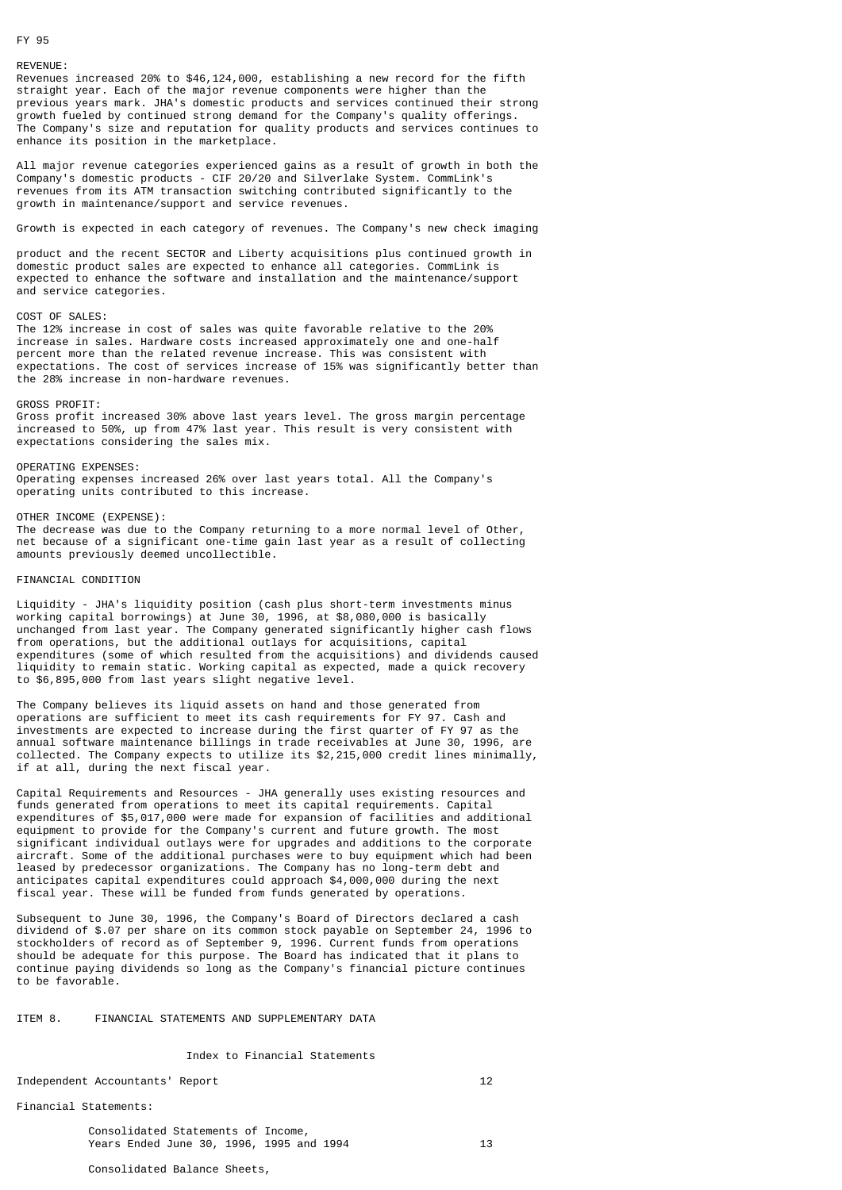FY 95

REVENUE:
Revenues increased 20% to $46,124,000, establishing a new record for the fifth straight year. Each of the major revenue components were higher than the previous years mark. JHA's domestic products and services continued their strong growth fueled by continued strong demand for the Company's quality offerings. The Company's size and reputation for quality products and services continues to enhance its position in the marketplace.

All major revenue categories experienced gains as a result of growth in both the Company's domestic products - CIF 20/20 and Silverlake System. CommLink's revenues from its ATM transaction switching contributed significantly to the growth in maintenance/support and service revenues.

Growth is expected in each category of revenues. The Company's new check imaging product and the recent SECTOR and Liberty acquisitions plus continued growth in domestic product sales are expected to enhance all categories. CommLink is expected to enhance the software and installation and the maintenance/support and service categories.

COST OF SALES:
The 12% increase in cost of sales was quite favorable relative to the 20% increase in sales. Hardware costs increased approximately one and one-half percent more than the related revenue increase. This was consistent with expectations. The cost of services increase of 15% was significantly better than the 28% increase in non-hardware revenues.

GROSS PROFIT:
Gross profit increased 30% above last years level. The gross margin percentage increased to 50%, up from 47% last year. This result is very consistent with expectations considering the sales mix.

OPERATING EXPENSES:
Operating expenses increased 26% over last years total. All the Company's operating units contributed to this increase.

OTHER INCOME (EXPENSE):
The decrease was due to the Company returning to a more normal level of Other, net because of a significant one-time gain last year as a result of collecting amounts previously deemed uncollectible.

FINANCIAL CONDITION

Liquidity - JHA's liquidity position (cash plus short-term investments minus working capital borrowings) at June 30, 1996, at $8,080,000 is basically unchanged from last year. The Company generated significantly higher cash flows from operations, but the additional outlays for acquisitions, capital expenditures (some of which resulted from the acquisitions) and dividends caused liquidity to remain static. Working capital as expected, made a quick recovery to $6,895,000 from last years slight negative level.

The Company believes its liquid assets on hand and those generated from operations are sufficient to meet its cash requirements for FY 97. Cash and investments are expected to increase during the first quarter of FY 97 as the annual software maintenance billings in trade receivables at June 30, 1996, are collected. The Company expects to utilize its $2,215,000 credit lines minimally, if at all, during the next fiscal year.

Capital Requirements and Resources - JHA generally uses existing resources and funds generated from operations to meet its capital requirements. Capital expenditures of $5,017,000 were made for expansion of facilities and additional equipment to provide for the Company's current and future growth. The most significant individual outlays were for upgrades and additions to the corporate aircraft. Some of the additional purchases were to buy equipment which had been leased by predecessor organizations. The Company has no long-term debt and anticipates capital expenditures could approach $4,000,000 during the next fiscal year. These will be funded from funds generated by operations.

Subsequent to June 30, 1996, the Company's Board of Directors declared a cash dividend of $.07 per share on its common stock payable on September 24, 1996 to stockholders of record as of September 9, 1996. Current funds from operations should be adequate for this purpose. The Board has indicated that it plans to continue paying dividends so long as the Company's financial picture continues to be favorable.

ITEM 8. FINANCIAL STATEMENTS AND SUPPLEMENTARY DATA

Index to Financial Statements

| | |
|---|---|
| Independent Accountants' Report | 12 |
| Financial Statements: | |
| Consolidated Statements of Income, Years Ended June 30, 1996, 1995 and 1994 | 13 |
| Consolidated Balance Sheets, | |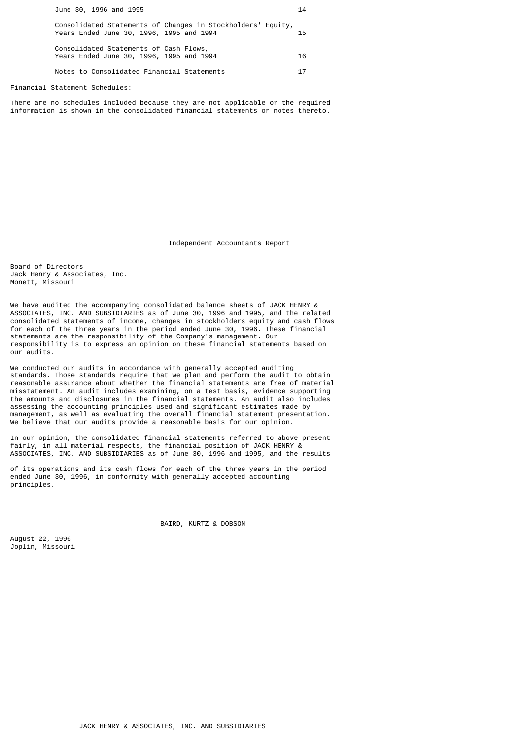| | |
|---|---|
| June 30, 1996 and 1995 | 14 |
| Consolidated Statements of Changes in Stockholders' Equity, Years Ended June 30, 1996, 1995 and 1994 | 15 |
| Consolidated Statements of Cash Flows, Years Ended June 30, 1996, 1995 and 1994 | 16 |
| Notes to Consolidated Financial Statements | 17 |

Financial Statement Schedules:

There are no schedules included because they are not applicable or the required information is shown in the consolidated financial statements or notes thereto.

## Independent Accountants Report

Board of Directors
Jack Henry & Associates, Inc.
Monett, Missouri

We have audited the accompanying consolidated balance sheets of JACK HENRY & ASSOCIATES, INC. AND SUBSIDIARIES as of June 30, 1996 and 1995, and the related consolidated statements of income, changes in stockholders equity and cash flows for each of the three years in the period ended June 30, 1996. These financial statements are the responsibility of the Company's management. Our responsibility is to express an opinion on these financial statements based on our audits.

We conducted our audits in accordance with generally accepted auditing standards. Those standards require that we plan and perform the audit to obtain reasonable assurance about whether the financial statements are free of material misstatement. An audit includes examining, on a test basis, evidence supporting the amounts and disclosures in the financial statements. An audit also includes assessing the accounting principles used and significant estimates made by management, as well as evaluating the overall financial statement presentation. We believe that our audits provide a reasonable basis for our opinion.

In our opinion, the consolidated financial statements referred to above present fairly, in all material respects, the financial position of JACK HENRY & ASSOCIATES, INC. AND SUBSIDIARIES as of June 30, 1996 and 1995, and the results of its operations and its cash flows for each of the three years in the period ended June 30, 1996, in conformity with generally accepted accounting principles.

BAIRD, KURTZ & DOBSON

August 22, 1996
Joplin, Missouri

JACK HENRY & ASSOCIATES, INC. AND SUBSIDIARIES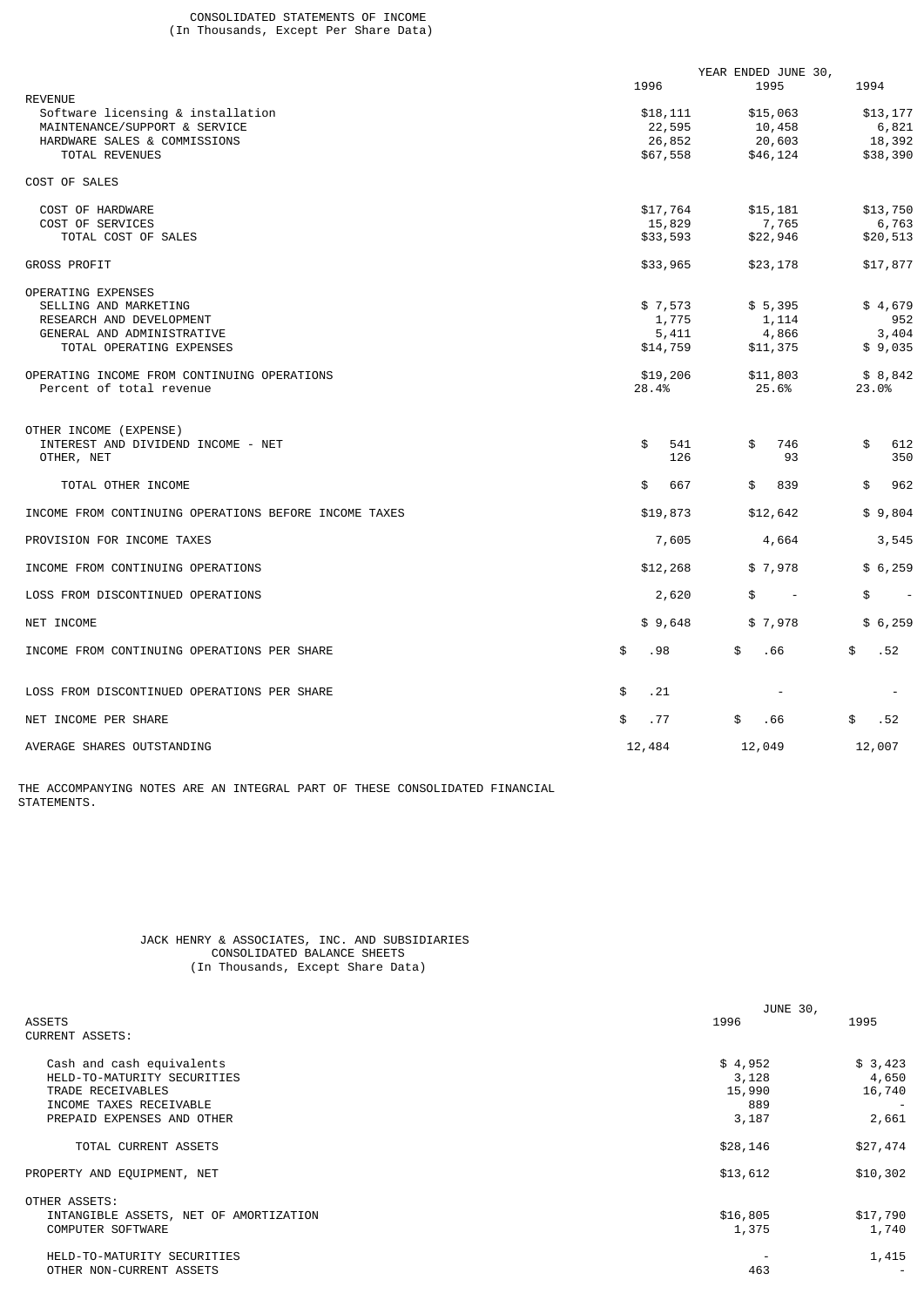## CONSOLIDATED STATEMENTS OF INCOME
(In Thousands, Except Per Share Data)

| | YEAR ENDED JUNE 30, | | |
|---|---|---|---|
| | 1996 | 1995 | 1994 |
| REVENUE | | | |
| Software licensing & installation | $18,111 | $15,063 | $13,177 |
| MAINTENANCE/SUPPORT & SERVICE | 22,595 | 10,458 | 6,821 |
| HARDWARE SALES & COMMISSIONS | 26,852 | 20,603 | 18,392 |
| TOTAL REVENUES | $67,558 | $46,124 | $38,390 |
| COST OF SALES | | | |
| COST OF HARDWARE | $17,764 | $15,181 | $13,750 |
| COST OF SERVICES | 15,829 | 7,765 | 6,763 |
| TOTAL COST OF SALES | $33,593 | $22,946 | $20,513 |
| GROSS PROFIT | $33,965 | $23,178 | $17,877 |
| OPERATING EXPENSES | | | |
| SELLING AND MARKETING | $ 7,573 | $ 5,395 | $ 4,679 |
| RESEARCH AND DEVELOPMENT | 1,775 | 1,114 | 952 |
| GENERAL AND ADMINISTRATIVE | 5,411 | 4,866 | 3,404 |
| TOTAL OPERATING EXPENSES | $14,759 | $11,375 | $ 9,035 |
| OPERATING INCOME FROM CONTINUING OPERATIONS | $19,206 | $11,803 | $ 8,842 |
| Percent of total revenue | 28.4% | 25.6% | 23.0% |
| OTHER INCOME (EXPENSE) | | | |
| INTEREST AND DIVIDEND INCOME - NET | $ 541 | $ 746 | $ 612 |
| OTHER, NET | 126 | 93 | 350 |
| TOTAL OTHER INCOME | $ 667 | $ 839 | $ 962 |
| INCOME FROM CONTINUING OPERATIONS BEFORE INCOME TAXES | $19,873 | $12,642 | $ 9,804 |
| PROVISION FOR INCOME TAXES | 7,605 | 4,664 | 3,545 |
| INCOME FROM CONTINUING OPERATIONS | $12,268 | $ 7,978 | $ 6,259 |
| LOSS FROM DISCONTINUED OPERATIONS | 2,620 | $ - | $ - |
| NET INCOME | $ 9,648 | $ 7,978 | $ 6,259 |
| INCOME FROM CONTINUING OPERATIONS PER SHARE | $ .98 | $ .66 | $ .52 |
| LOSS FROM DISCONTINUED OPERATIONS PER SHARE | $ .21 | - | - |
| NET INCOME PER SHARE | $ .77 | $ .66 | $ .52 |
| AVERAGE SHARES OUTSTANDING | 12,484 | 12,049 | 12,007 |

THE ACCOMPANYING NOTES ARE AN INTEGRAL PART OF THESE CONSOLIDATED FINANCIAL STATEMENTS.

## JACK HENRY & ASSOCIATES, INC. AND SUBSIDIARIES
## CONSOLIDATED BALANCE SHEETS
(In Thousands, Except Share Data)

| | JUNE 30, | |
|---|---|---|
| ASSETS | 1996 | 1995 |
| CURRENT ASSETS: | | |
| Cash and cash equivalents | $ 4,952 | $ 3,423 |
| HELD-TO-MATURITY SECURITIES | 3,128 | 4,650 |
| TRADE RECEIVABLES | 15,990 | 16,740 |
| INCOME TAXES RECEIVABLE | 889 | - |
| PREPAID EXPENSES AND OTHER | 3,187 | 2,661 |
| TOTAL CURRENT ASSETS | $28,146 | $27,474 |
| PROPERTY AND EQUIPMENT, NET | $13,612 | $10,302 |
| OTHER ASSETS: | | |
| INTANGIBLE ASSETS, NET OF AMORTIZATION | $16,805 | $17,790 |
| COMPUTER SOFTWARE | 1,375 | 1,740 |
| HELD-TO-MATURITY SECURITIES | - | 1,415 |
| OTHER NON-CURRENT ASSETS | 463 | - |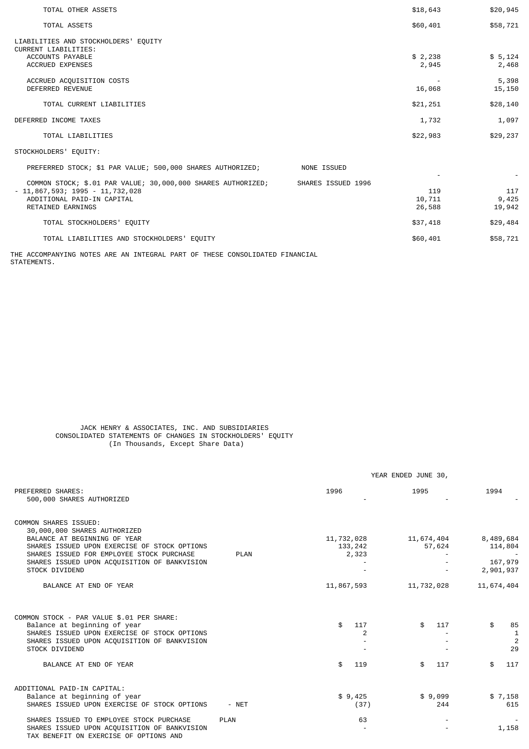| | | |
|---|---|---|
| TOTAL OTHER ASSETS | $18,643 | $20,945 |
| TOTAL ASSETS | $60,401 | $58,721 |
| LIABILITIES AND STOCKHOLDERS' EQUITY | | |
| CURRENT LIABILITIES: | | |
| ACCOUNTS PAYABLE | $ 2,238 | $ 5,124 |
| ACCRUED EXPENSES | 2,945 | 2,468 |
| ACCRUED ACQUISITION COSTS | - | 5,398 |
| DEFERRED REVENUE | 16,068 | 15,150 |
| TOTAL CURRENT LIABILITIES | $21,251 | $28,140 |
| DEFERRED INCOME TAXES | 1,732 | 1,097 |
| TOTAL LIABILITIES | $22,983 | $29,237 |
| STOCKHOLDERS' EQUITY: | | |
| PREFERRED STOCK; $1 PAR VALUE; 500,000 SHARES AUTHORIZED; NONE ISSUED | - | - |
| COMMON STOCK; $.01 PAR VALUE; 30,000,000 SHARES AUTHORIZED; SHARES ISSUED 1996 - 11,867,593; 1995 - 11,732,028 | 119 | 117 |
| ADDITIONAL PAID-IN CAPITAL | 10,711 | 9,425 |
| RETAINED EARNINGS | 26,588 | 19,942 |
| TOTAL STOCKHOLDERS' EQUITY | $37,418 | $29,484 |
| TOTAL LIABILITIES AND STOCKHOLDERS' EQUITY | $60,401 | $58,721 |

THE ACCOMPANYING NOTES ARE AN INTEGRAL PART OF THESE CONSOLIDATED FINANCIAL STATEMENTS.

JACK HENRY & ASSOCIATES, INC. AND SUBSIDIARIES
CONSOLIDATED STATEMENTS OF CHANGES IN STOCKHOLDERS' EQUITY
(In Thousands, Except Share Data)

| | YEAR ENDED JUNE 30, | | |
|---|---|---|---|
| PREFERRED SHARES: | 1996 | 1995 | 1994 |
| 500,000 SHARES AUTHORIZED | - | - | - |
| COMMON SHARES ISSUED: | | | |
| 30,000,000 SHARES AUTHORIZED | | | |
| BALANCE AT BEGINNING OF YEAR | 11,732,028 | 11,674,404 | 8,489,684 |
| SHARES ISSUED UPON EXERCISE OF STOCK OPTIONS | 133,242 | 57,624 | 114,804 |
| SHARES ISSUED FOR EMPLOYEE STOCK PURCHASE PLAN | 2,323 | - | - |
| SHARES ISSUED UPON ACQUISITION OF BANKVISION | - | - | 167,979 |
| STOCK DIVIDEND | - | - | 2,901,937 |
| BALANCE AT END OF YEAR | 11,867,593 | 11,732,028 | 11,674,404 |
| COMMON STOCK - PAR VALUE $.01 PER SHARE: | | | |
| Balance at beginning of year | $ 117 | $ 117 | $ 85 |
| SHARES ISSUED UPON EXERCISE OF STOCK OPTIONS | 2 | - | 1 |
| SHARES ISSUED UPON ACQUISITION OF BANKVISION | - | - | 2 |
| STOCK DIVIDEND | - | - | 29 |
| BALANCE AT END OF YEAR | $ 119 | $ 117 | $ 117 |
| ADDITIONAL PAID-IN CAPITAL: | | | |
| Balance at beginning of year | $ 9,425 | $ 9,099 | $ 7,158 |
| SHARES ISSUED UPON EXERCISE OF STOCK OPTIONS - NET | (37) | 244 | 615 |
| SHARES ISSUED TO EMPLOYEE STOCK PURCHASE PLAN | 63 | - | - |
| SHARES ISSUED UPON ACQUISITION OF BANKVISION | - | - | 1,158 |
| TAX BENEFIT ON EXERCISE OF OPTIONS AND | | | |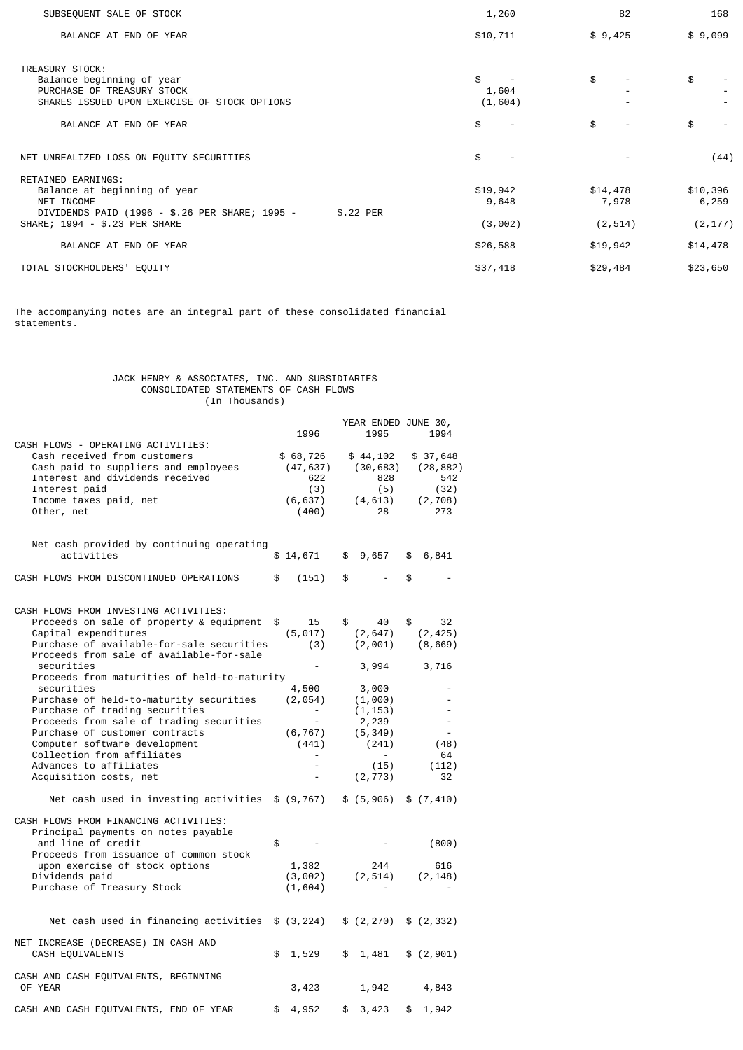| | | | |
|---|---|---|---|
| SUBSEQUENT SALE OF STOCK | 1,260 | 82 | 168 |
| BALANCE AT END OF YEAR | $10,711 | $ 9,425 | $ 9,099 |
| TREASURY STOCK: | | | |
| Balance beginning of year | $ - | $ - | $ - |
| PURCHASE OF TREASURY STOCK | 1,604 | - | - |
| SHARES ISSUED UPON EXERCISE OF STOCK OPTIONS | (1,604) | - | - |
| BALANCE AT END OF YEAR | $ - | $ - | $ - |
| NET UNREALIZED LOSS ON EQUITY SECURITIES | $ - | - | (44) |
| RETAINED EARNINGS: | | | |
| Balance at beginning of year | $19,942 | $14,478 | $10,396 |
| NET INCOME | 9,648 | 7,978 | 6,259 |
| DIVIDENDS PAID (1996 - $.26 PER SHARE; 1995 - $.22 PER SHARE; 1994 - $.23 PER SHARE | (3,002) | (2,514) | (2,177) |
| BALANCE AT END OF YEAR | $26,588 | $19,942 | $14,478 |
| TOTAL STOCKHOLDERS' EQUITY | $37,418 | $29,484 | $23,650 |

The accompanying notes are an integral part of these consolidated financial statements.

JACK HENRY & ASSOCIATES, INC. AND SUBSIDIARIES
CONSOLIDATED STATEMENTS OF CASH FLOWS
(In Thousands)

| | YEAR ENDED JUNE 30, | | |
|---|---|---|---|
| | 1996 | 1995 | 1994 |
| CASH FLOWS - OPERATING ACTIVITIES: | | | |
| Cash received from customers | $ 68,726 | $ 44,102 | $ 37,648 |
| Cash paid to suppliers and employees | (47,637) | (30,683) | (28,882) |
| Interest and dividends received | 622 | 828 | 542 |
| Interest paid | (3) | (5) | (32) |
| Income taxes paid, net | (6,637) | (4,613) | (2,708) |
| Other, net | (400) | 28 | 273 |
| Net cash provided by continuing operating activities | $ 14,671 | $ 9,657 | $ 6,841 |
| CASH FLOWS FROM DISCONTINUED OPERATIONS | $ (151) | $ - | $ - |
| CASH FLOWS FROM INVESTING ACTIVITIES: | | | |
| Proceeds on sale of property & equipment | $ 15 | $ 40 | $ 32 |
| Capital expenditures | (5,017) | (2,647) | (2,425) |
| Purchase of available-for-sale securities | (3) | (2,001) | (8,669) |
| Proceeds from sale of available-for-sale securities | - | 3,994 | 3,716 |
| Proceeds from maturities of held-to-maturity securities | 4,500 | 3,000 | - |
| Purchase of held-to-maturity securities | (2,054) | (1,000) | - |
| Purchase of trading securities | - | (1,153) | - |
| Proceeds from sale of trading securities | - | 2,239 | - |
| Purchase of customer contracts | (6,767) | (5,349) | - |
| Computer software development | (441) | (241) | (48) |
| Collection from affiliates | - | - | 64 |
| Advances to affiliates | - | (15) | (112) |
| Acquisition costs, net | - | (2,773) | 32 |
| Net cash used in investing activities | $ (9,767) | $ (5,906) | $ (7,410) |
| CASH FLOWS FROM FINANCING ACTIVITIES: | | | |
| Principal payments on notes payable and line of credit | $ - | - | (800) |
| Proceeds from issuance of common stock upon exercise of stock options | 1,382 | 244 | 616 |
| Dividends paid | (3,002) | (2,514) | (2,148) |
| Purchase of Treasury Stock | (1,604) | - | - |
| Net cash used in financing activities | $ (3,224) | $ (2,270) | $ (2,332) |
| NET INCREASE (DECREASE) IN CASH AND CASH EQUIVALENTS | $ 1,529 | $ 1,481 | $ (2,901) |
| CASH AND CASH EQUIVALENTS, BEGINNING OF YEAR | 3,423 | 1,942 | 4,843 |
| CASH AND CASH EQUIVALENTS, END OF YEAR | $ 4,952 | $ 3,423 | $ 1,942 |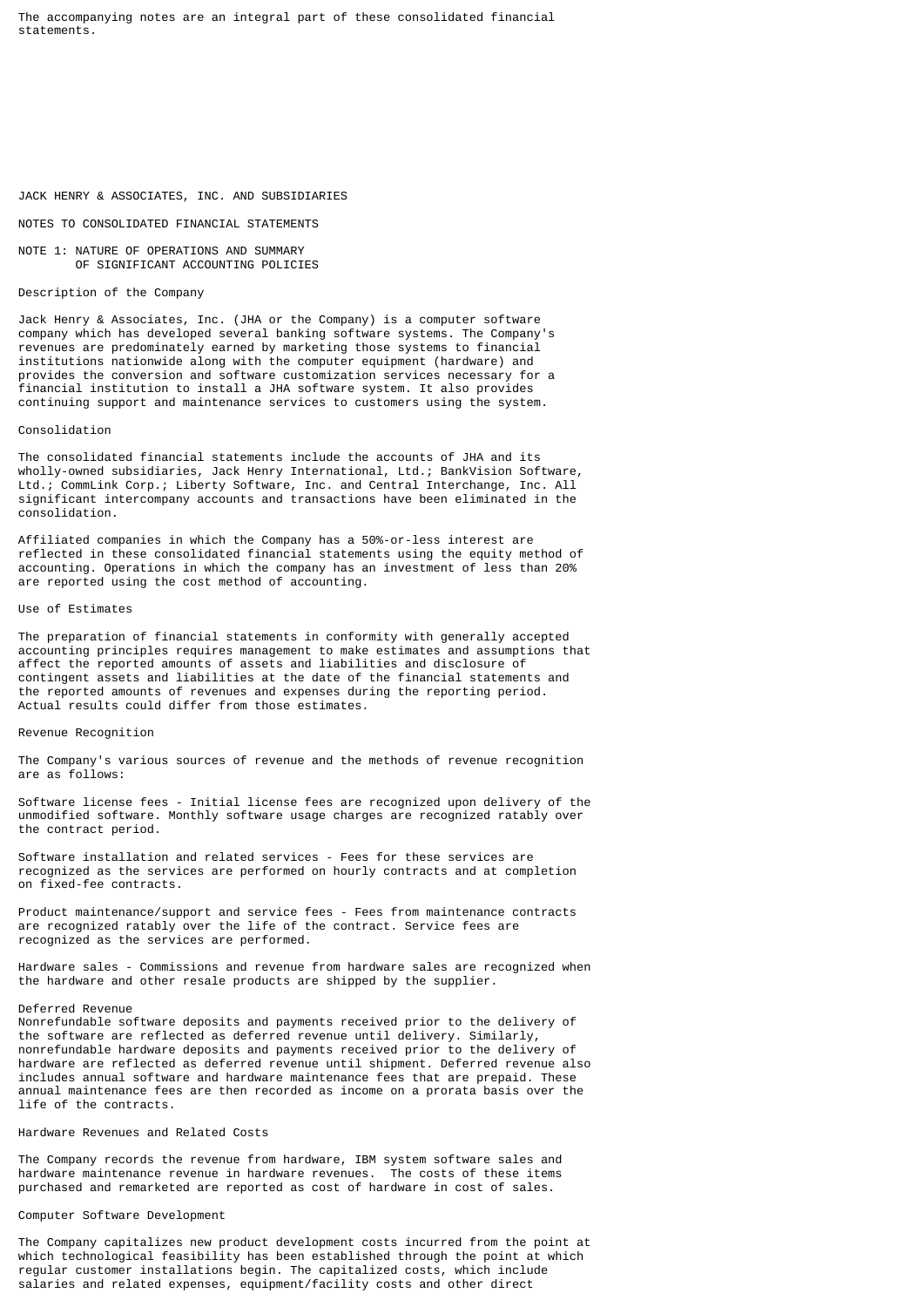The accompanying notes are an integral part of these consolidated financial statements.

# JACK HENRY & ASSOCIATES, INC. AND SUBSIDIARIES

## NOTES TO CONSOLIDATED FINANCIAL STATEMENTS

### NOTE 1: NATURE OF OPERATIONS AND SUMMARY OF SIGNIFICANT ACCOUNTING POLICIES

#### Description of the Company

Jack Henry & Associates, Inc. (JHA or the Company) is a computer software company which has developed several banking software systems. The Company's revenues are predominately earned by marketing those systems to financial institutions nationwide along with the computer equipment (hardware) and provides the conversion and software customization services necessary for a financial institution to install a JHA software system. It also provides continuing support and maintenance services to customers using the system.

#### Consolidation

The consolidated financial statements include the accounts of JHA and its wholly-owned subsidiaries, Jack Henry International, Ltd.; BankVision Software, Ltd.; CommLink Corp.; Liberty Software, Inc. and Central Interchange, Inc. All significant intercompany accounts and transactions have been eliminated in the consolidation.

Affiliated companies in which the Company has a 50%-or-less interest are reflected in these consolidated financial statements using the equity method of accounting. Operations in which the company has an investment of less than 20% are reported using the cost method of accounting.

#### Use of Estimates

The preparation of financial statements in conformity with generally accepted accounting principles requires management to make estimates and assumptions that affect the reported amounts of assets and liabilities and disclosure of contingent assets and liabilities at the date of the financial statements and the reported amounts of revenues and expenses during the reporting period. Actual results could differ from those estimates.

#### Revenue Recognition

The Company's various sources of revenue and the methods of revenue recognition are as follows:

Software license fees - Initial license fees are recognized upon delivery of the unmodified software. Monthly software usage charges are recognized ratably over the contract period.

Software installation and related services - Fees for these services are recognized as the services are performed on hourly contracts and at completion on fixed-fee contracts.

Product maintenance/support and service fees - Fees from maintenance contracts are recognized ratably over the life of the contract. Service fees are recognized as the services are performed.

Hardware sales - Commissions and revenue from hardware sales are recognized when the hardware and other resale products are shipped by the supplier.

#### Deferred Revenue

Nonrefundable software deposits and payments received prior to the delivery of the software are reflected as deferred revenue until delivery. Similarly, nonrefundable hardware deposits and payments received prior to the delivery of hardware are reflected as deferred revenue until shipment. Deferred revenue also includes annual software and hardware maintenance fees that are prepaid. These annual maintenance fees are then recorded as income on a prorata basis over the life of the contracts.

#### Hardware Revenues and Related Costs

The Company records the revenue from hardware, IBM system software sales and hardware maintenance revenue in hardware revenues. The costs of these items purchased and remarketed are reported as cost of hardware in cost of sales.

#### Computer Software Development

The Company capitalizes new product development costs incurred from the point at which technological feasibility has been established through the point at which regular customer installations begin. The capitalized costs, which include salaries and related expenses, equipment/facility costs and other direct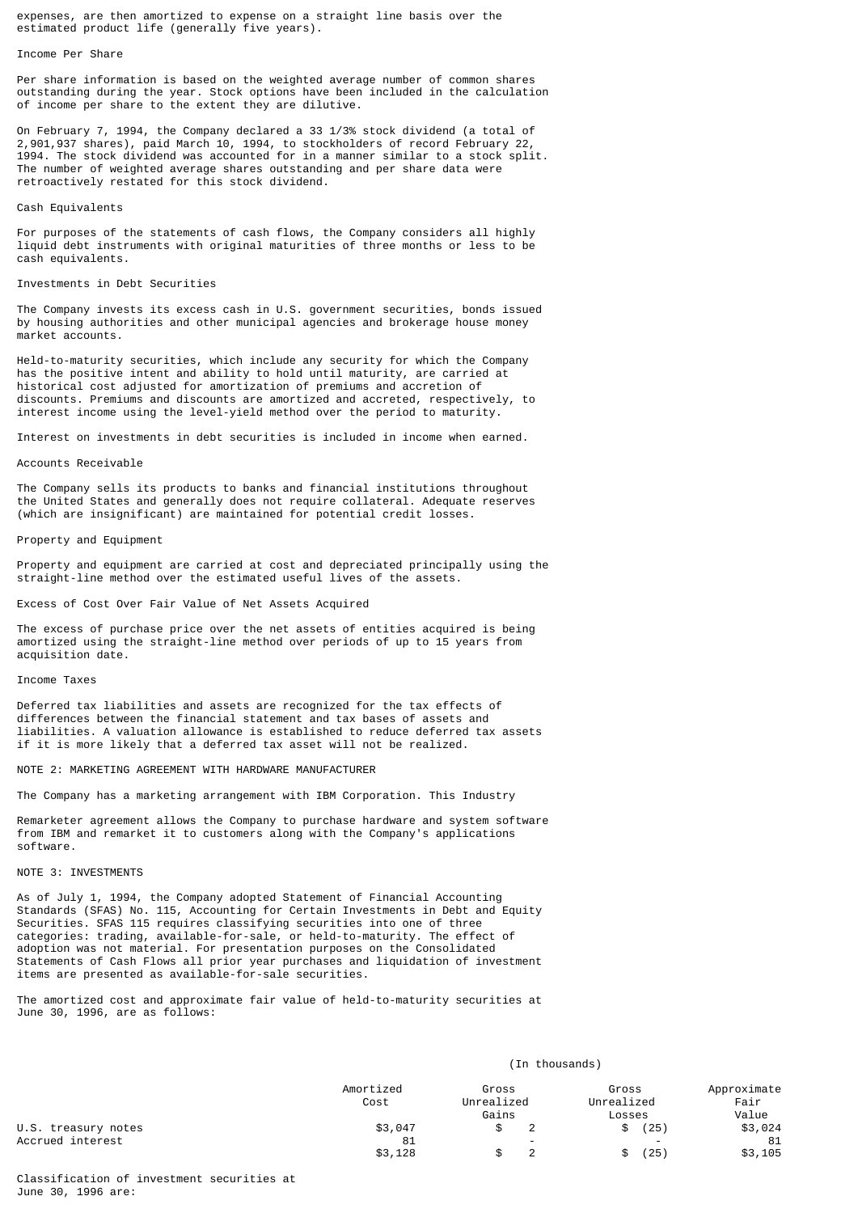expenses, are then amortized to expense on a straight line basis over the estimated product life (generally five years).

### Income Per Share

Per share information is based on the weighted average number of common shares outstanding during the year. Stock options have been included in the calculation of income per share to the extent they are dilutive.

On February 7, 1994, the Company declared a 33 1/3% stock dividend (a total of 2,901,937 shares), paid March 10, 1994, to stockholders of record February 22, 1994. The stock dividend was accounted for in a manner similar to a stock split. The number of weighted average shares outstanding and per share data were retroactively restated for this stock dividend.

### Cash Equivalents

For purposes of the statements of cash flows, the Company considers all highly liquid debt instruments with original maturities of three months or less to be cash equivalents.

### Investments in Debt Securities

The Company invests its excess cash in U.S. government securities, bonds issued by housing authorities and other municipal agencies and brokerage house money market accounts.

Held-to-maturity securities, which include any security for which the Company has the positive intent and ability to hold until maturity, are carried at historical cost adjusted for amortization of premiums and accretion of discounts. Premiums and discounts are amortized and accreted, respectively, to interest income using the level-yield method over the period to maturity.

Interest on investments in debt securities is included in income when earned.

### Accounts Receivable

The Company sells its products to banks and financial institutions throughout the United States and generally does not require collateral. Adequate reserves (which are insignificant) are maintained for potential credit losses.

### Property and Equipment

Property and equipment are carried at cost and depreciated principally using the straight-line method over the estimated useful lives of the assets.

### Excess of Cost Over Fair Value of Net Assets Acquired

The excess of purchase price over the net assets of entities acquired is being amortized using the straight-line method over periods of up to 15 years from acquisition date.

### Income Taxes

Deferred tax liabilities and assets are recognized for the tax effects of differences between the financial statement and tax bases of assets and liabilities. A valuation allowance is established to reduce deferred tax assets if it is more likely that a deferred tax asset will not be realized.

## NOTE 2: MARKETING AGREEMENT WITH HARDWARE MANUFACTURER

The Company has a marketing arrangement with IBM Corporation. This Industry

Remarketer agreement allows the Company to purchase hardware and system software from IBM and remarket it to customers along with the Company's applications software.

## NOTE 3: INVESTMENTS

As of July 1, 1994, the Company adopted Statement of Financial Accounting Standards (SFAS) No. 115, Accounting for Certain Investments in Debt and Equity Securities. SFAS 115 requires classifying securities into one of three categories: trading, available-for-sale, or held-to-maturity. The effect of adoption was not material. For presentation purposes on the Consolidated Statements of Cash Flows all prior year purchases and liquidation of investment items are presented as available-for-sale securities.

The amortized cost and approximate fair value of held-to-maturity securities at June 30, 1996, are as follows:

| | (In thousands) | | | |
|---|---|---|---|---|
| | Amortized Cost | Gross Unrealized Gains | Gross Unrealized Losses | Approximate Fair Value |
| U.S. treasury notes | $3,047 | $ 2 | $ (25) | $3,024 |
| Accrued interest | 81 | - | - | 81 |
| | $3,128 | $ 2 | $ (25) | $3,105 |

Classification of investment securities at June 30, 1996 are: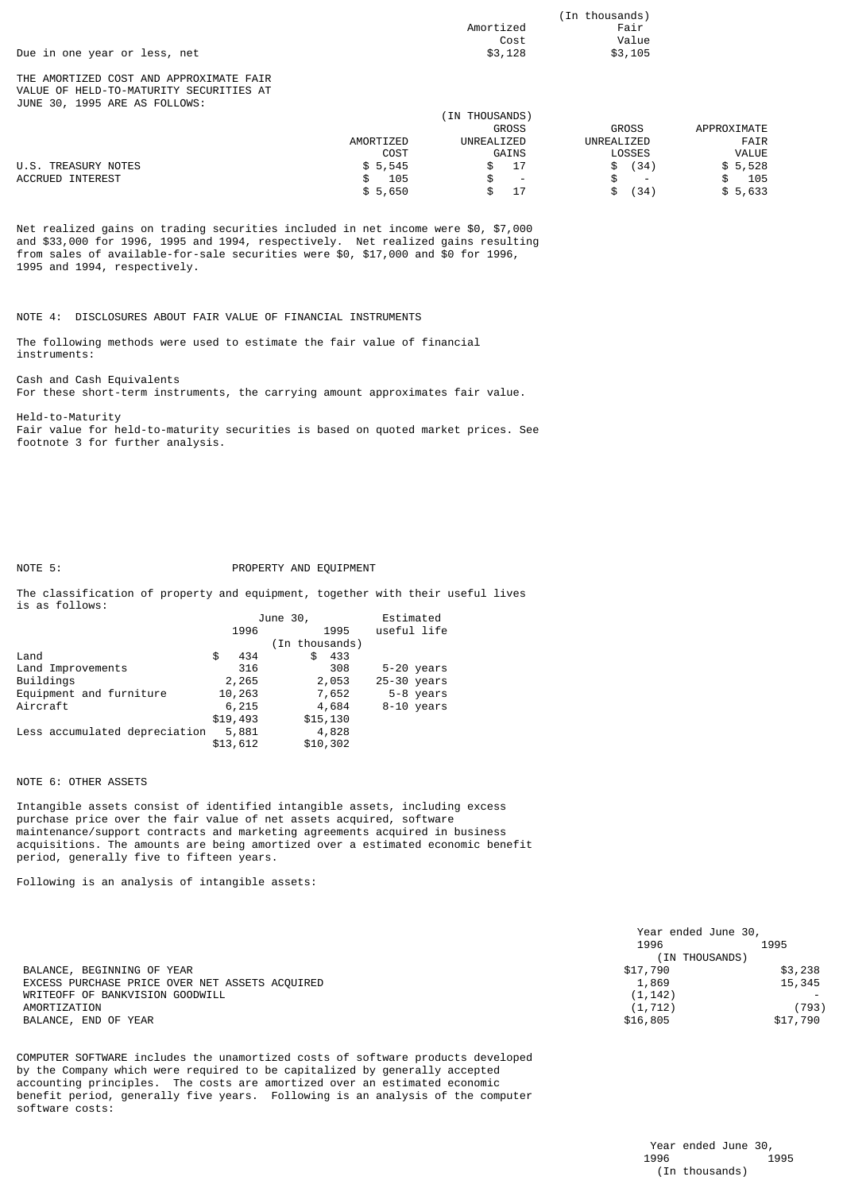| | Amortized Cost | Fair Value |
|---|---|---|
| | (In thousands) | |
| Due in one year or less, net | $3,128 | $3,105 |

THE AMORTIZED COST AND APPROXIMATE FAIR VALUE OF HELD-TO-MATURITY SECURITIES AT JUNE 30, 1995 ARE AS FOLLOWS:

| | AMORTIZED COST | GROSS UNREALIZED GAINS | GROSS UNREALIZED LOSSES | APPROXIMATE FAIR VALUE |
|---|---|---|---|---|
| | (IN THOUSANDS) | | | |
| U.S. TREASURY NOTES | $ 5,545 | $ 17 | $ (34) | $ 5,528 |
| ACCRUED INTEREST | $ 105 | $ - | $ - | $ 105 |
| | $ 5,650 | $ 17 | $ (34) | $ 5,633 |

Net realized gains on trading securities included in net income were $0, $7,000 and $33,000 for 1996, 1995 and 1994, respectively. Net realized gains resulting from sales of available-for-sale securities were $0, $17,000 and $0 for 1996, 1995 and 1994, respectively.

NOTE 4: DISCLOSURES ABOUT FAIR VALUE OF FINANCIAL INSTRUMENTS

The following methods were used to estimate the fair value of financial instruments:

Cash and Cash Equivalents
For these short-term instruments, the carrying amount approximates fair value.

Held-to-Maturity
Fair value for held-to-maturity securities is based on quoted market prices. See footnote 3 for further analysis.

NOTE 5: PROPERTY AND EQUIPMENT

The classification of property and equipment, together with their useful lives is as follows:

| | June 30, 1996 | June 30, 1995 | Estimated useful life |
|---|---|---|---|
| | (In thousands) | | |
| Land | $ 434 | $ 433 | |
| Land Improvements | 316 | 308 | 5-20 years |
| Buildings | 2,265 | 2,053 | 25-30 years |
| Equipment and furniture | 10,263 | 7,652 | 5-8 years |
| Aircraft | 6,215 | 4,684 | 8-10 years |
| | $19,493 | $15,130 | |
| Less accumulated depreciation | 5,881 | 4,828 | |
| | $13,612 | $10,302 | |

NOTE 6: OTHER ASSETS

Intangible assets consist of identified intangible assets, including excess purchase price over the fair value of net assets acquired, software maintenance/support contracts and marketing agreements acquired in business acquisitions. The amounts are being amortized over a estimated economic benefit period, generally five to fifteen years.

Following is an analysis of intangible assets:

| | Year ended June 30, 1996 | 1995 |
|---|---|---|
| | (IN THOUSANDS) | |
| BALANCE, BEGINNING OF YEAR | $17,790 | $3,238 |
| EXCESS PURCHASE PRICE OVER NET ASSETS ACQUIRED | 1,869 | 15,345 |
| WRITEOFF OF BANKVISION GOODWILL | (1,142) | - |
| AMORTIZATION | (1,712) | (793) |
| BALANCE, END OF YEAR | $16,805 | $17,790 |

COMPUTER SOFTWARE includes the unamortized costs of software products developed by the Company which were required to be capitalized by generally accepted accounting principles. The costs are amortized over an estimated economic benefit period, generally five years. Following is an analysis of the computer software costs:

| | Year ended June 30, 1996 | 1995 |
|---|---|---|
| | (In thousands) | |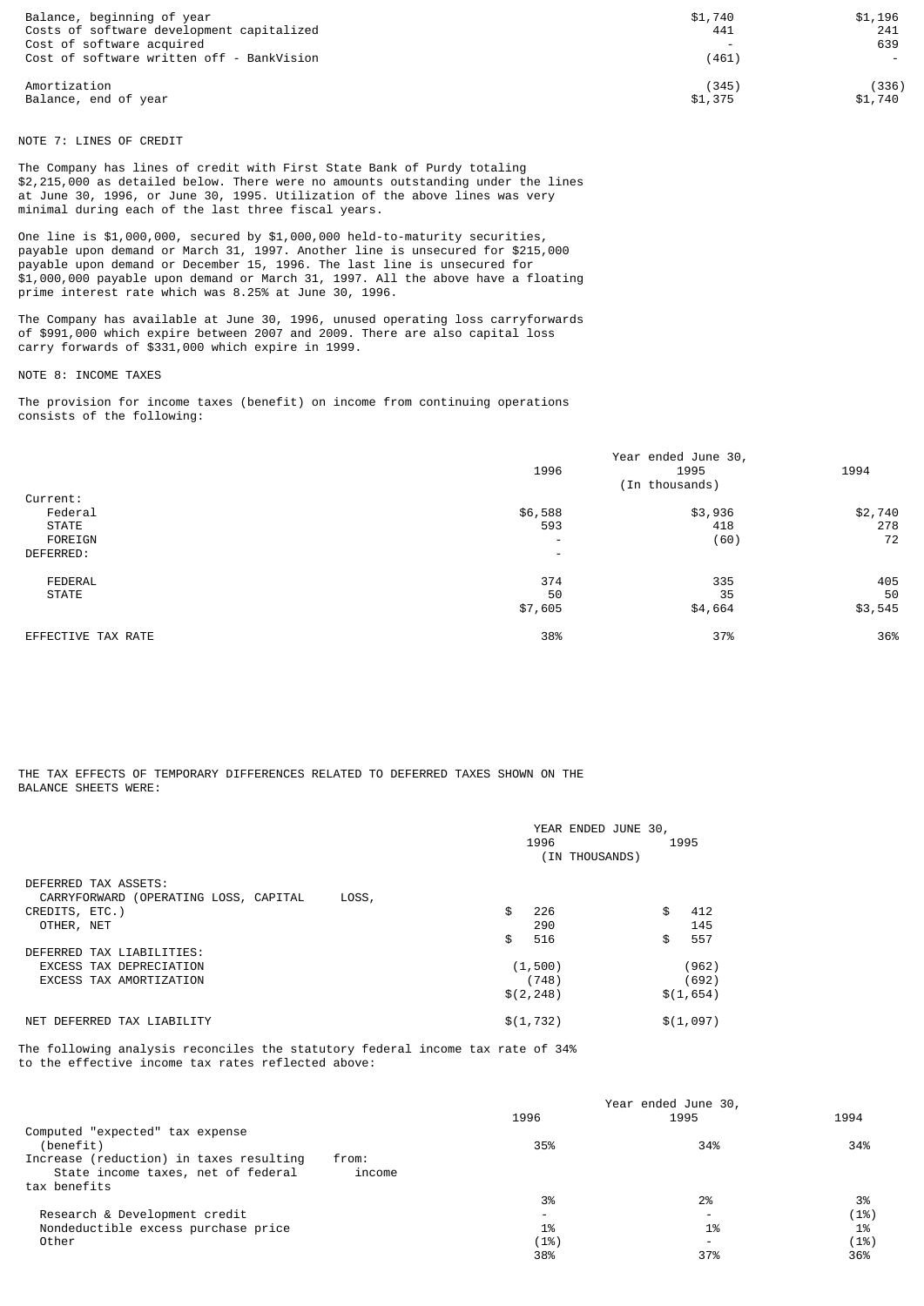| | | |
|---|---|---|
| Balance, beginning of year | $1,740 | $1,196 |
| Costs of software development capitalized | 441 | 241 |
| Cost of software acquired | - | 639 |
| Cost of software written off - BankVision | (461) | - |
| Amortization | (345) | (336) |
| Balance, end of year | $1,375 | $1,740 |

NOTE 7: LINES OF CREDIT

The Company has lines of credit with First State Bank of Purdy totaling $2,215,000 as detailed below. There were no amounts outstanding under the lines at June 30, 1996, or June 30, 1995. Utilization of the above lines was very minimal during each of the last three fiscal years.

One line is $1,000,000, secured by $1,000,000 held-to-maturity securities, payable upon demand or March 31, 1997. Another line is unsecured for $215,000 payable upon demand or December 15, 1996. The last line is unsecured for $1,000,000 payable upon demand or March 31, 1997. All the above have a floating prime interest rate which was 8.25% at June 30, 1996.

The Company has available at June 30, 1996, unused operating loss carryforwards of $991,000 which expire between 2007 and 2009. There are also capital loss carry forwards of $331,000 which expire in 1999.

NOTE 8: INCOME TAXES

The provision for income taxes (benefit) on income from continuing operations consists of the following:

| | Year ended June 30, | | |
|---|---|---|---|
| | 1996 | 1995 | 1994 |
| | | (In thousands) | |
| Current: | | | |
| Federal | $6,588 | $3,936 | $2,740 |
| STATE | 593 | 418 | 278 |
| FOREIGN | - | (60) | 72 |
| DEFERRED: | - | | |
| FEDERAL | 374 | 335 | 405 |
| STATE | 50 | 35 | 50 |
| | $7,605 | $4,664 | $3,545 |
| EFFECTIVE TAX RATE | 38% | 37% | 36% |

THE TAX EFFECTS OF TEMPORARY DIFFERENCES RELATED TO DEFERRED TAXES SHOWN ON THE BALANCE SHEETS WERE:

| | YEAR ENDED JUNE 30, | |
|---|---|---|
| | 1996 | 1995 |
| | (IN THOUSANDS) | |
| DEFERRED TAX ASSETS: | | |
| CARRYFORWARD (OPERATING LOSS, CAPITAL LOSS, CREDITS, ETC.) | $ 226 | $ 412 |
| OTHER, NET | 290 | 145 |
| | $ 516 | $ 557 |
| DEFERRED TAX LIABILITIES: | | |
| EXCESS TAX DEPRECIATION | (1,500) | (962) |
| EXCESS TAX AMORTIZATION | (748) | (692) |
| | $(2,248) | $(1,654) |
| NET DEFERRED TAX LIABILITY | $(1,732) | $(1,097) |

The following analysis reconciles the statutory federal income tax rate of 34% to the effective income tax rates reflected above:

| | Year ended June 30, | | |
|---|---|---|---|
| | 1996 | 1995 | 1994 |
| Computed "expected" tax expense (benefit) | 35% | 34% | 34% |
| Increase (reduction) in taxes resulting from: | | | |
| State income taxes, net of federal income tax benefits | 3% | 2% | 3% |
| Research & Development credit | - | - | (1%) |
| Nondeductible excess purchase price | 1% | 1% | 1% |
| Other | (1%) | - | (1%) |
| | 38% | 37% | 36% |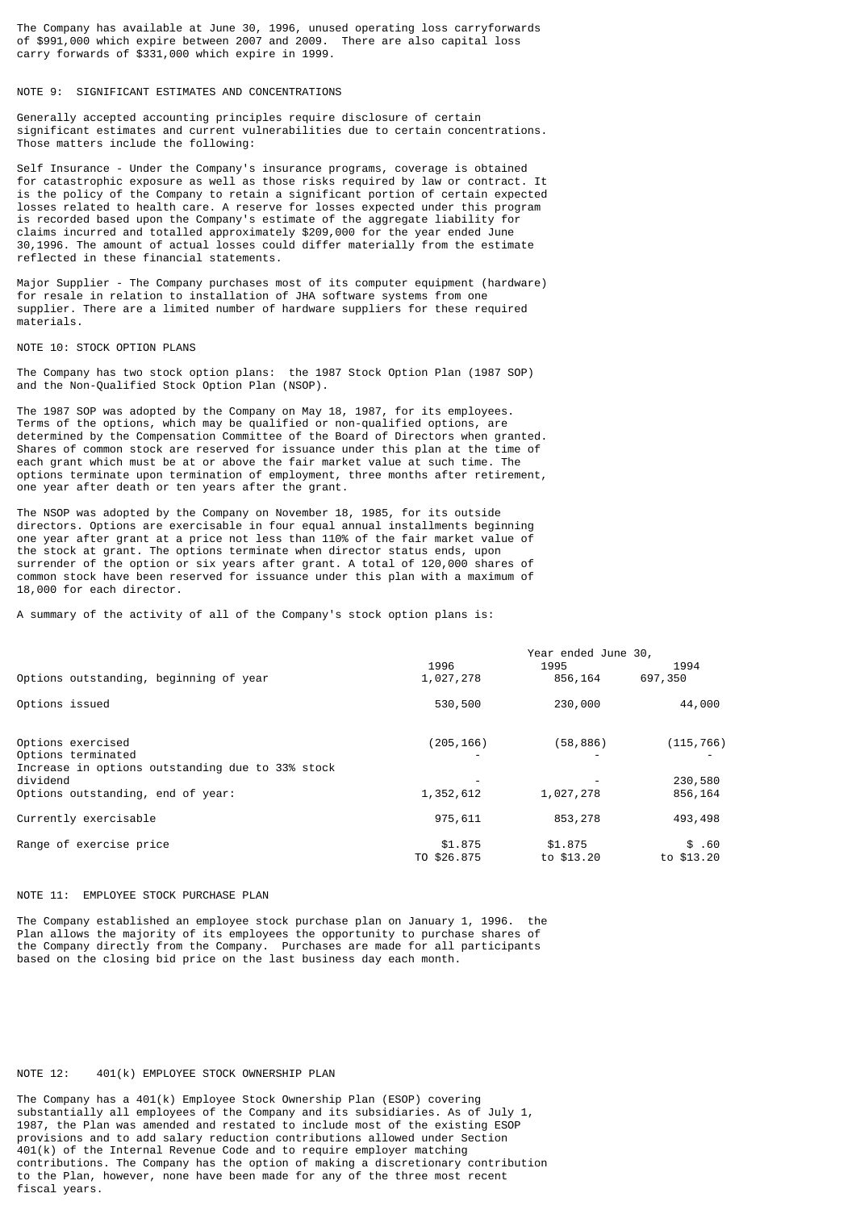The Company has available at June 30, 1996, unused operating loss carryforwards of $991,000 which expire between 2007 and 2009. There are also capital loss carry forwards of $331,000 which expire in 1999.

## NOTE 9: SIGNIFICANT ESTIMATES AND CONCENTRATIONS

Generally accepted accounting principles require disclosure of certain significant estimates and current vulnerabilities due to certain concentrations. Those matters include the following:

Self Insurance - Under the Company's insurance programs, coverage is obtained for catastrophic exposure as well as those risks required by law or contract. It is the policy of the Company to retain a significant portion of certain expected losses related to health care. A reserve for losses expected under this program is recorded based upon the Company's estimate of the aggregate liability for claims incurred and totalled approximately $209,000 for the year ended June 30,1996. The amount of actual losses could differ materially from the estimate reflected in these financial statements.

Major Supplier - The Company purchases most of its computer equipment (hardware) for resale in relation to installation of JHA software systems from one supplier. There are a limited number of hardware suppliers for these required materials.

## NOTE 10: STOCK OPTION PLANS

The Company has two stock option plans: the 1987 Stock Option Plan (1987 SOP) and the Non-Qualified Stock Option Plan (NSOP).

The 1987 SOP was adopted by the Company on May 18, 1987, for its employees. Terms of the options, which may be qualified or non-qualified options, are determined by the Compensation Committee of the Board of Directors when granted. Shares of common stock are reserved for issuance under this plan at the time of each grant which must be at or above the fair market value at such time. The options terminate upon termination of employment, three months after retirement, one year after death or ten years after the grant.

The NSOP was adopted by the Company on November 18, 1985, for its outside directors. Options are exercisable in four equal annual installments beginning one year after grant at a price not less than 110% of the fair market value of the stock at grant. The options terminate when director status ends, upon surrender of the option or six years after grant. A total of 120,000 shares of common stock have been reserved for issuance under this plan with a maximum of 18,000 for each director.

A summary of the activity of all of the Company's stock option plans is:

| | Year ended June 30, | | |
|---|---|---|---|
| | 1996 | 1995 | 1994 |
| Options outstanding, beginning of year | 1,027,278 | 856,164 | 697,350 |
| Options issued | 530,500 | 230,000 | 44,000 |
| Options exercised | (205,166) | (58,886) | (115,766) |
| Options terminated | - | - | - |
| Increase in options outstanding due to 33% stock dividend | - | - | 230,580 |
| Options outstanding, end of year: | 1,352,612 | 1,027,278 | 856,164 |
| Currently exercisable | 975,611 | 853,278 | 493,498 |
| Range of exercise price | $1.875 TO $26.875 | $1.875 to $13.20 | $ .60 to $13.20 |

## NOTE 11: EMPLOYEE STOCK PURCHASE PLAN

The Company established an employee stock purchase plan on January 1, 1996. the Plan allows the majority of its employees the opportunity to purchase shares of the Company directly from the Company. Purchases are made for all participants based on the closing bid price on the last business day each month.

## NOTE 12: 401(k) EMPLOYEE STOCK OWNERSHIP PLAN

The Company has a 401(k) Employee Stock Ownership Plan (ESOP) covering substantially all employees of the Company and its subsidiaries. As of July 1, 1987, the Plan was amended and restated to include most of the existing ESOP provisions and to add salary reduction contributions allowed under Section 401(k) of the Internal Revenue Code and to require employer matching contributions. The Company has the option of making a discretionary contribution to the Plan, however, none have been made for any of the three most recent fiscal years.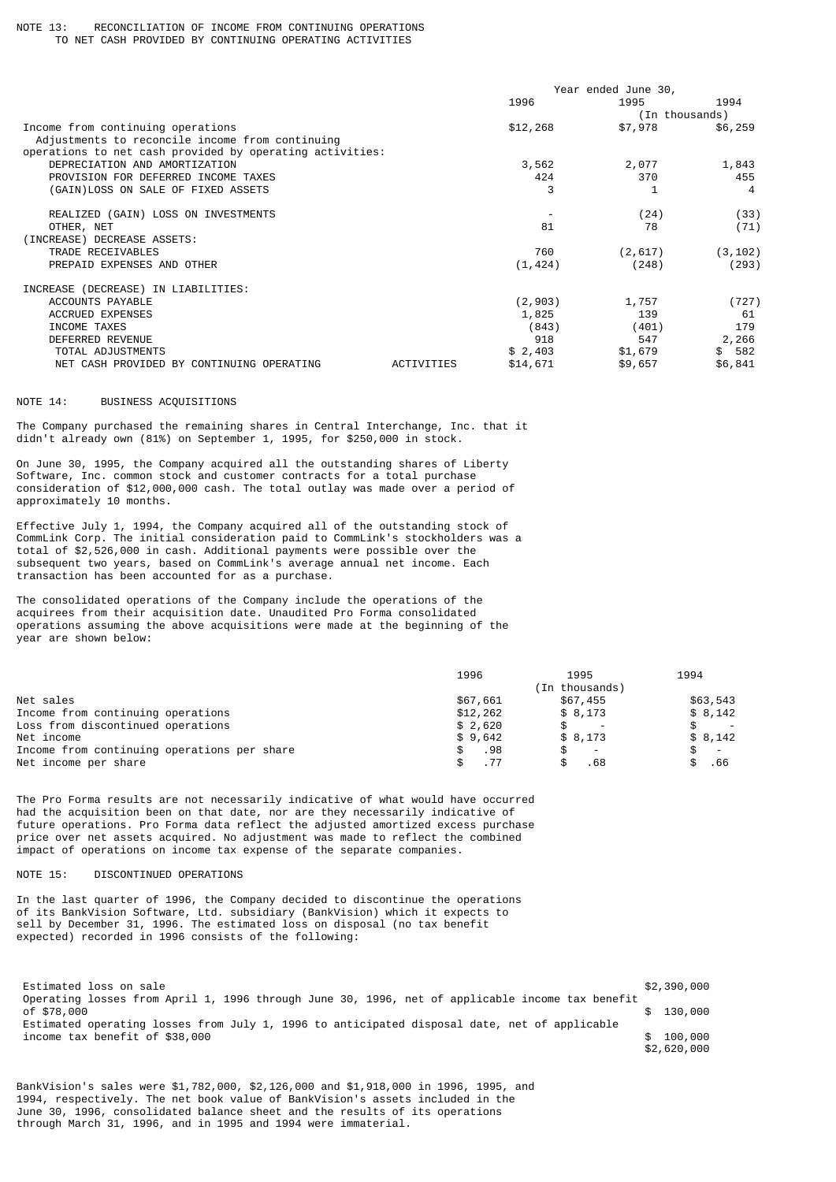## NOTE 13: RECONCILIATION OF INCOME FROM CONTINUING OPERATIONS TO NET CASH PROVIDED BY CONTINUING OPERATING ACTIVITIES

| | Year ended June 30, | | |
|---|---|---|---|
| | 1996 | 1995 | 1994 |
| | | (In thousands) | |
| Income from continuing operations | $12,268 | $7,978 | $6,259 |
| Adjustments to reconcile income from continuing operations to net cash provided by operating activities: | | | |
| DEPRECIATION AND AMORTIZATION | 3,562 | 2,077 | 1,843 |
| PROVISION FOR DEFERRED INCOME TAXES | 424 | 370 | 455 |
| (GAIN)LOSS ON SALE OF FIXED ASSETS | 3 | 1 | 4 |
| REALIZED (GAIN) LOSS ON INVESTMENTS | - | (24) | (33) |
| OTHER, NET | 81 | 78 | (71) |
| (INCREASE) DECREASE ASSETS: | | | |
| TRADE RECEIVABLES | 760 | (2,617) | (3,102) |
| PREPAID EXPENSES AND OTHER | (1,424) | (248) | (293) |
| INCREASE (DECREASE) IN LIABILITIES: | | | |
| ACCOUNTS PAYABLE | (2,903) | 1,757 | (727) |
| ACCRUED EXPENSES | 1,825 | 139 | 61 |
| INCOME TAXES | (843) | (401) | 179 |
| DEFERRED REVENUE | 918 | 547 | 2,266 |
| TOTAL ADJUSTMENTS | $ 2,403 | $1,679 | $ 582 |
| NET CASH PROVIDED BY CONTINUING OPERATING ACTIVITIES | $14,671 | $9,657 | $6,841 |

## NOTE 14: BUSINESS ACQUISITIONS

The Company purchased the remaining shares in Central Interchange, Inc. that it didn't already own (81%) on September 1, 1995, for $250,000 in stock.

On June 30, 1995, the Company acquired all the outstanding shares of Liberty Software, Inc. common stock and customer contracts for a total purchase consideration of $12,000,000 cash. The total outlay was made over a period of approximately 10 months.

Effective July 1, 1994, the Company acquired all of the outstanding stock of CommLink Corp. The initial consideration paid to CommLink's stockholders was a total of $2,526,000 in cash. Additional payments were possible over the subsequent two years, based on CommLink's average annual net income. Each transaction has been accounted for as a purchase.

The consolidated operations of the Company include the operations of the acquirees from their acquisition date. Unaudited Pro Forma consolidated operations assuming the above acquisitions were made at the beginning of the year are shown below:

| | 1996 | 1995 | 1994 |
|---|---|---|---|
| | | (In thousands) | |
| Net sales | $67,661 | $67,455 | $63,543 |
| Income from continuing operations | $12,262 | $ 8,173 | $ 8,142 |
| Loss from discontinued operations | $ 2,620 | $ - | $ - |
| Net income | $ 9,642 | $ 8,173 | $ 8,142 |
| Income from continuing operations per share | $ .98 | $ - | $ - |
| Net income per share | $ .77 | $ .68 | $ .66 |

The Pro Forma results are not necessarily indicative of what would have occurred had the acquisition been on that date, nor are they necessarily indicative of future operations. Pro Forma data reflect the adjusted amortized excess purchase price over net assets acquired. No adjustment was made to reflect the combined impact of operations on income tax expense of the separate companies.

## NOTE 15: DISCONTINUED OPERATIONS

In the last quarter of 1996, the Company decided to discontinue the operations of its BankVision Software, Ltd. subsidiary (BankVision) which it expects to sell by December 31, 1996. The estimated loss on disposal (no tax benefit expected) recorded in 1996 consists of the following:

| | |
|---|---|
| Estimated loss on sale | $2,390,000 |
| Operating losses from April 1, 1996 through June 30, 1996, net of applicable income tax benefit of $78,000 | $ 130,000 |
| Estimated operating losses from July 1, 1996 to anticipated disposal date, net of applicable income tax benefit of $38,000 | $ 100,000 |
| | $2,620,000 |

BankVision's sales were $1,782,000, $2,126,000 and $1,918,000 in 1996, 1995, and 1994, respectively. The net book value of BankVision's assets included in the June 30, 1996, consolidated balance sheet and the results of its operations through March 31, 1996, and in 1995 and 1994 were immaterial.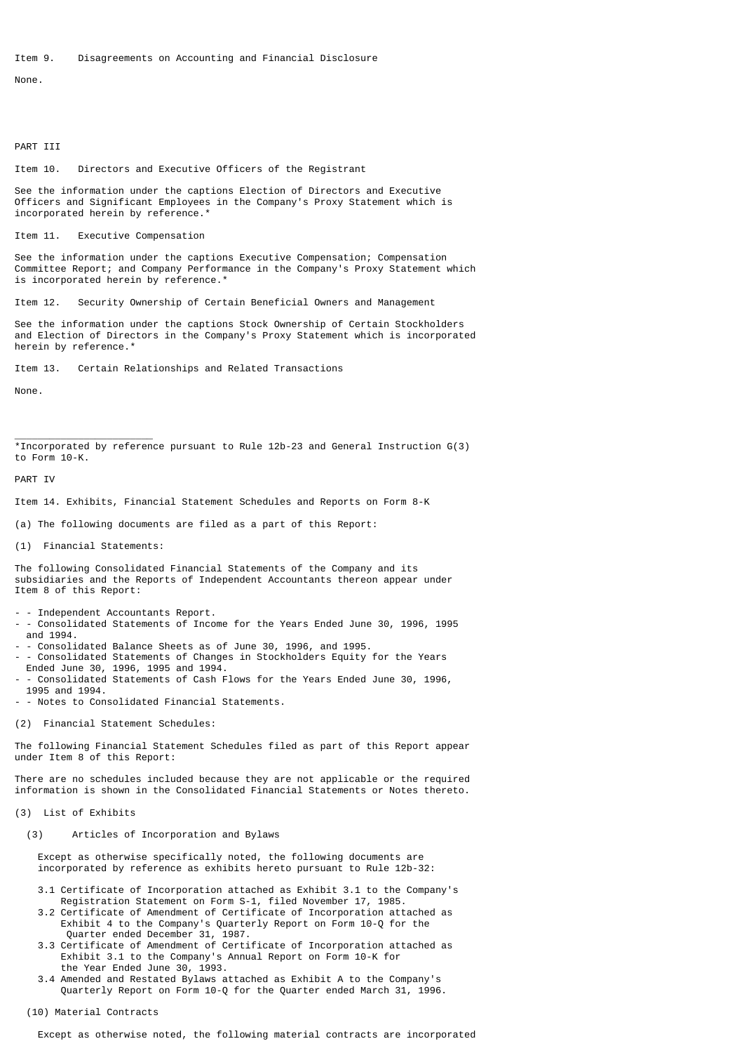Item 9. Disagreements on Accounting and Financial Disclosure

None.

PART III

Item 10. Directors and Executive Officers of the Registrant

See the information under the captions Election of Directors and Executive Officers and Significant Employees in the Company's Proxy Statement which is incorporated herein by reference.*

Item 11. Executive Compensation

See the information under the captions Executive Compensation; Compensation Committee Report; and Company Performance in the Company's Proxy Statement which is incorporated herein by reference.*

Item 12. Security Ownership of Certain Beneficial Owners and Management

See the information under the captions Stock Ownership of Certain Stockholders and Election of Directors in the Company's Proxy Statement which is incorporated herein by reference.*

Item 13. Certain Relationships and Related Transactions

None.

______________________

*Incorporated by reference pursuant to Rule 12b-23 and General Instruction G(3) to Form 10-K.

PART IV

Item 14. Exhibits, Financial Statement Schedules and Reports on Form 8-K

(a) The following documents are filed as a part of this Report:

(1) Financial Statements:

The following Consolidated Financial Statements of the Company and its subsidiaries and the Reports of Independent Accountants thereon appear under Item 8 of this Report:

- Independent Accountants Report.
- Consolidated Statements of Income for the Years Ended June 30, 1996, 1995 and 1994.
- Consolidated Balance Sheets as of June 30, 1996, and 1995.
- Consolidated Statements of Changes in Stockholders Equity for the Years Ended June 30, 1996, 1995 and 1994.
- Consolidated Statements of Cash Flows for the Years Ended June 30, 1996, 1995 and 1994.
- Notes to Consolidated Financial Statements.

(2) Financial Statement Schedules:

The following Financial Statement Schedules filed as part of this Report appear under Item 8 of this Report:

There are no schedules included because they are not applicable or the required information is shown in the Consolidated Financial Statements or Notes thereto.

(3) List of Exhibits

(3) Articles of Incorporation and Bylaws

Except as otherwise specifically noted, the following documents are incorporated by reference as exhibits hereto pursuant to Rule 12b-32:

3.1 Certificate of Incorporation attached as Exhibit 3.1 to the Company's Registration Statement on Form S-1, filed November 17, 1985.
3.2 Certificate of Amendment of Certificate of Incorporation attached as Exhibit 4 to the Company's Quarterly Report on Form 10-Q for the Quarter ended December 31, 1987.
3.3 Certificate of Amendment of Certificate of Incorporation attached as Exhibit 3.1 to the Company's Annual Report on Form 10-K for the Year Ended June 30, 1993.
3.4 Amended and Restated Bylaws attached as Exhibit A to the Company's Quarterly Report on Form 10-Q for the Quarter ended March 31, 1996.

(10) Material Contracts

Except as otherwise noted, the following material contracts are incorporated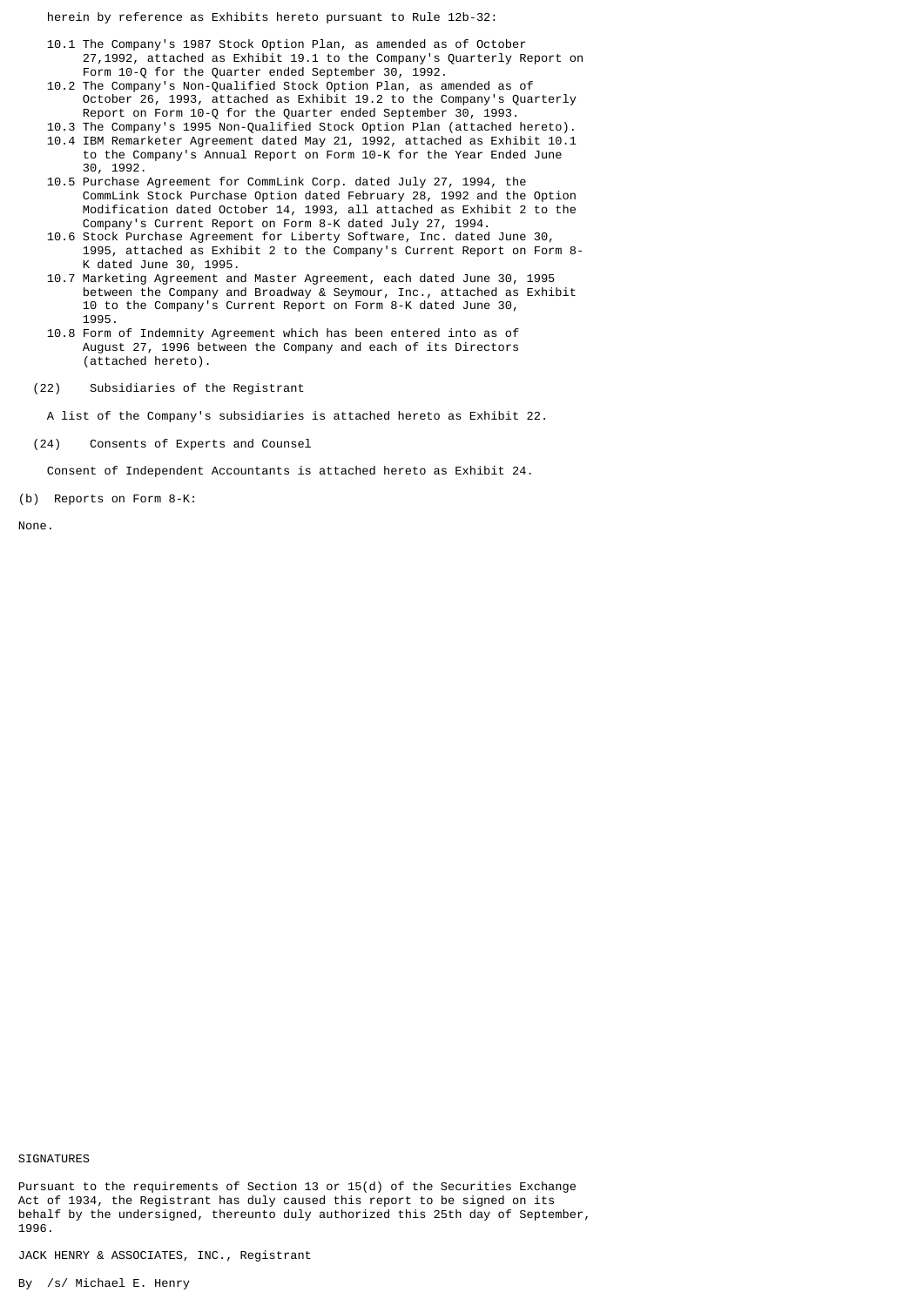herein by reference as Exhibits hereto pursuant to Rule 12b-32:

- 10.1 The Company's 1987 Stock Option Plan, as amended as of October 27,1992, attached as Exhibit 19.1 to the Company's Quarterly Report on Form 10-Q for the Quarter ended September 30, 1992.
- 10.2 The Company's Non-Qualified Stock Option Plan, as amended as of October 26, 1993, attached as Exhibit 19.2 to the Company's Quarterly Report on Form 10-Q for the Quarter ended September 30, 1993.
- 10.3 The Company's 1995 Non-Qualified Stock Option Plan (attached hereto).
- 10.4 IBM Remarketer Agreement dated May 21, 1992, attached as Exhibit 10.1 to the Company's Annual Report on Form 10-K for the Year Ended June 30, 1992.
- 10.5 Purchase Agreement for CommLink Corp. dated July 27, 1994, the CommLink Stock Purchase Option dated February 28, 1992 and the Option Modification dated October 14, 1993, all attached as Exhibit 2 to the Company's Current Report on Form 8-K dated July 27, 1994.
- 10.6 Stock Purchase Agreement for Liberty Software, Inc. dated June 30, 1995, attached as Exhibit 2 to the Company's Current Report on Form 8-K dated June 30, 1995.
- 10.7 Marketing Agreement and Master Agreement, each dated June 30, 1995 between the Company and Broadway & Seymour, Inc., attached as Exhibit 10 to the Company's Current Report on Form 8-K dated June 30, 1995.
- 10.8 Form of Indemnity Agreement which has been entered into as of August 27, 1996 between the Company and each of its Directors (attached hereto).

(22) Subsidiaries of the Registrant

A list of the Company's subsidiaries is attached hereto as Exhibit 22.

(24) Consents of Experts and Counsel

Consent of Independent Accountants is attached hereto as Exhibit 24.

(b) Reports on Form 8-K:

None.

SIGNATURES

Pursuant to the requirements of Section 13 or 15(d) of the Securities Exchange Act of 1934, the Registrant has duly caused this report to be signed on its behalf by the undersigned, thereunto duly authorized this 25th day of September, 1996.

JACK HENRY & ASSOCIATES, INC., Registrant

By /s/ Michael E. Henry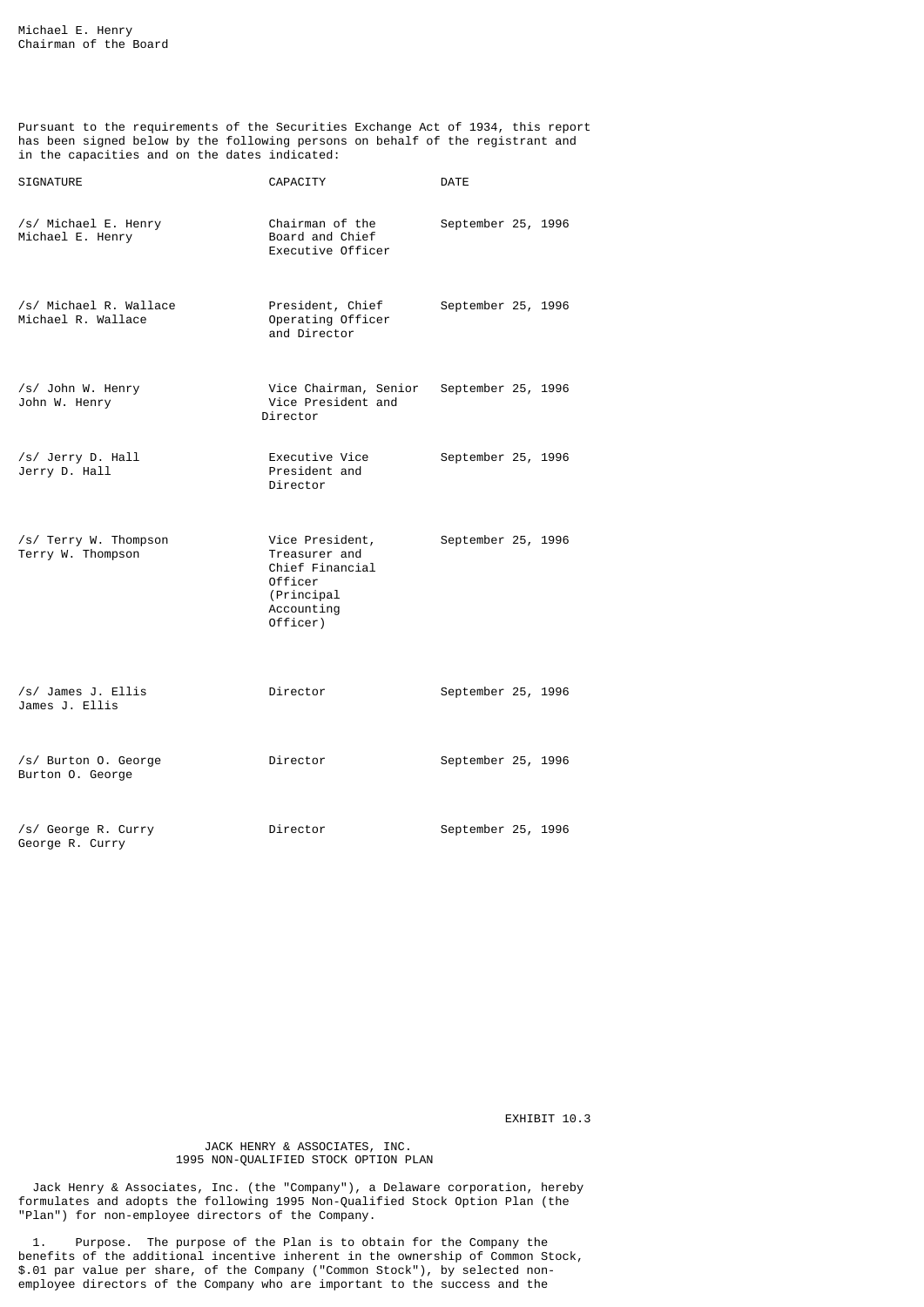Michael E. Henry
Chairman of the Board

Pursuant to the requirements of the Securities Exchange Act of 1934, this report has been signed below by the following persons on behalf of the registrant and in the capacities and on the dates indicated:

| SIGNATURE | CAPACITY | DATE |
|---|---|---|
| /s/ Michael E. Henry<br>Michael E. Henry | Chairman of the Board and Chief Executive Officer | September 25, 1996 |
| /s/ Michael R. Wallace<br>Michael R. Wallace | President, Chief Operating Officer and Director | September 25, 1996 |
| /s/ John W. Henry<br>John W. Henry | Vice Chairman, Senior Vice President and Director | September 25, 1996 |
| /s/ Jerry D. Hall<br>Jerry D. Hall | Executive Vice President and Director | September 25, 1996 |
| /s/ Terry W. Thompson<br>Terry W. Thompson | Vice President, Treasurer and Chief Financial Officer (Principal Accounting Officer) | September 25, 1996 |
| /s/ James J. Ellis<br>James J. Ellis | Director | September 25, 1996 |
| /s/ Burton O. George<br>Burton O. George | Director | September 25, 1996 |
| /s/ George R. Curry<br>George R. Curry | Director | September 25, 1996 |

EXHIBIT 10.3

# JACK HENRY & ASSOCIATES, INC.
## 1995 NON-QUALIFIED STOCK OPTION PLAN

Jack Henry & Associates, Inc. (the "Company"), a Delaware corporation, hereby formulates and adopts the following 1995 Non-Qualified Stock Option Plan (the "Plan") for non-employee directors of the Company.

1. Purpose. The purpose of the Plan is to obtain for the Company the benefits of the additional incentive inherent in the ownership of Common Stock, $.01 par value per share, of the Company ("Common Stock"), by selected non-employee directors of the Company who are important to the success and the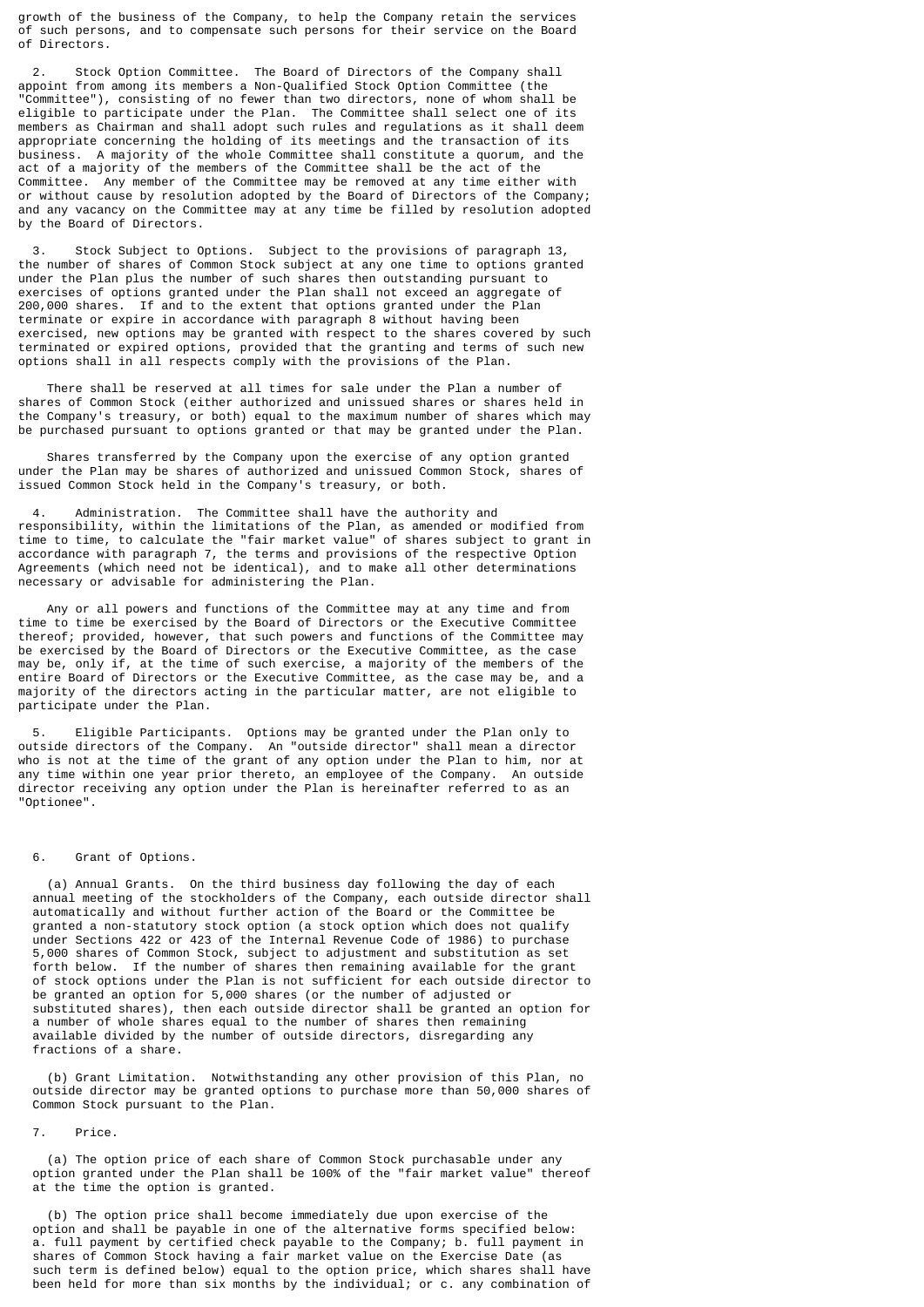growth of the business of the Company, to help the Company retain the services of such persons, and to compensate such persons for their service on the Board of Directors.

2. Stock Option Committee. The Board of Directors of the Company shall appoint from among its members a Non-Qualified Stock Option Committee (the "Committee"), consisting of no fewer than two directors, none of whom shall be eligible to participate under the Plan. The Committee shall select one of its members as Chairman and shall adopt such rules and regulations as it shall deem appropriate concerning the holding of its meetings and the transaction of its business. A majority of the whole Committee shall constitute a quorum, and the act of a majority of the members of the Committee shall be the act of the Committee. Any member of the Committee may be removed at any time either with or without cause by resolution adopted by the Board of Directors of the Company; and any vacancy on the Committee may at any time be filled by resolution adopted by the Board of Directors.

3. Stock Subject to Options. Subject to the provisions of paragraph 13, the number of shares of Common Stock subject at any one time to options granted under the Plan plus the number of such shares then outstanding pursuant to exercises of options granted under the Plan shall not exceed an aggregate of 200,000 shares. If and to the extent that options granted under the Plan terminate or expire in accordance with paragraph 8 without having been exercised, new options may be granted with respect to the shares covered by such terminated or expired options, provided that the granting and terms of such new options shall in all respects comply with the provisions of the Plan.

There shall be reserved at all times for sale under the Plan a number of shares of Common Stock (either authorized and unissued shares or shares held in the Company's treasury, or both) equal to the maximum number of shares which may be purchased pursuant to options granted or that may be granted under the Plan.

Shares transferred by the Company upon the exercise of any option granted under the Plan may be shares of authorized and unissued Common Stock, shares of issued Common Stock held in the Company's treasury, or both.

4. Administration. The Committee shall have the authority and responsibility, within the limitations of the Plan, as amended or modified from time to time, to calculate the "fair market value" of shares subject to grant in accordance with paragraph 7, the terms and provisions of the respective Option Agreements (which need not be identical), and to make all other determinations necessary or advisable for administering the Plan.

Any or all powers and functions of the Committee may at any time and from time to time be exercised by the Board of Directors or the Executive Committee thereof; provided, however, that such powers and functions of the Committee may be exercised by the Board of Directors or the Executive Committee, as the case may be, only if, at the time of such exercise, a majority of the members of the entire Board of Directors or the Executive Committee, as the case may be, and a majority of the directors acting in the particular matter, are not eligible to participate under the Plan.

5. Eligible Participants. Options may be granted under the Plan only to outside directors of the Company. An "outside director" shall mean a director who is not at the time of the grant of any option under the Plan to him, nor at any time within one year prior thereto, an employee of the Company. An outside director receiving any option under the Plan is hereinafter referred to as an "Optionee".

6. Grant of Options.

(a) Annual Grants. On the third business day following the day of each annual meeting of the stockholders of the Company, each outside director shall automatically and without further action of the Board or the Committee be granted a non-statutory stock option (a stock option which does not qualify under Sections 422 or 423 of the Internal Revenue Code of 1986) to purchase 5,000 shares of Common Stock, subject to adjustment and substitution as set forth below. If the number of shares then remaining available for the grant of stock options under the Plan is not sufficient for each outside director to be granted an option for 5,000 shares (or the number of adjusted or substituted shares), then each outside director shall be granted an option for a number of whole shares equal to the number of shares then remaining available divided by the number of outside directors, disregarding any fractions of a share.

(b) Grant Limitation. Notwithstanding any other provision of this Plan, no outside director may be granted options to purchase more than 50,000 shares of Common Stock pursuant to the Plan.

7. Price.

(a) The option price of each share of Common Stock purchasable under any option granted under the Plan shall be 100% of the "fair market value" thereof at the time the option is granted.

(b) The option price shall become immediately due upon exercise of the option and shall be payable in one of the alternative forms specified below: a. full payment by certified check payable to the Company; b. full payment in shares of Common Stock having a fair market value on the Exercise Date (as such term is defined below) equal to the option price, which shares shall have been held for more than six months by the individual; or c. any combination of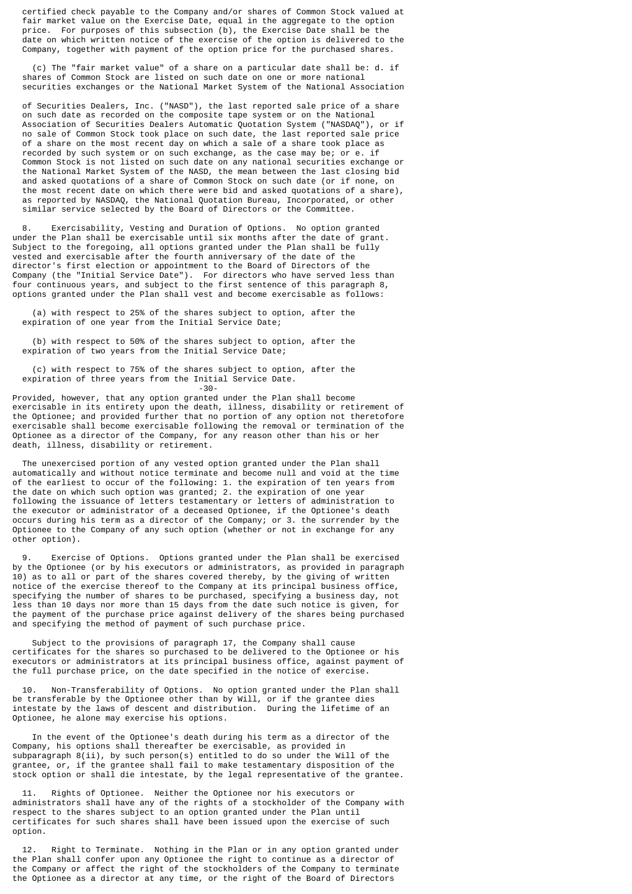certified check payable to the Company and/or shares of Common Stock valued at fair market value on the Exercise Date, equal in the aggregate to the option price. For purposes of this subsection (b), the Exercise Date shall be the date on which written notice of the exercise of the option is delivered to the Company, together with payment of the option price for the purchased shares.

(c) The "fair market value" of a share on a particular date shall be: d. if shares of Common Stock are listed on such date on one or more national securities exchanges or the National Market System of the National Association of Securities Dealers, Inc. ("NASD"), the last reported sale price of a share on such date as recorded on the composite tape system or on the National Association of Securities Dealers Automatic Quotation System ("NASDAQ"), or if no sale of Common Stock took place on such date, the last reported sale price of a share on the most recent day on which a sale of a share took place as recorded by such system or on such exchange, as the case may be; or e. if Common Stock is not listed on such date on any national securities exchange or the National Market System of the NASD, the mean between the last closing bid and asked quotations of a share of Common Stock on such date (or if none, on the most recent date on which there were bid and asked quotations of a share), as reported by NASDAQ, the National Quotation Bureau, Incorporated, or other similar service selected by the Board of Directors or the Committee.

8. Exercisability, Vesting and Duration of Options. No option granted under the Plan shall be exercisable until six months after the date of grant. Subject to the foregoing, all options granted under the Plan shall be fully vested and exercisable after the fourth anniversary of the date of the director's first election or appointment to the Board of Directors of the Company (the "Initial Service Date"). For directors who have served less than four continuous years, and subject to the first sentence of this paragraph 8, options granted under the Plan shall vest and become exercisable as follows:

(a) with respect to 25% of the shares subject to option, after the expiration of one year from the Initial Service Date;

(b) with respect to 50% of the shares subject to option, after the expiration of two years from the Initial Service Date;

(c) with respect to 75% of the shares subject to option, after the expiration of three years from the Initial Service Date.

Provided, however, that any option granted under the Plan shall become exercisable in its entirety upon the death, illness, disability or retirement of the Optionee; and provided further that no portion of any option not theretofore exercisable shall become exercisable following the removal or termination of the Optionee as a director of the Company, for any reason other than his or her death, illness, disability or retirement.

The unexercised portion of any vested option granted under the Plan shall automatically and without notice terminate and become null and void at the time of the earliest to occur of the following: 1. the expiration of ten years from the date on which such option was granted; 2. the expiration of one year following the issuance of letters testamentary or letters of administration to the executor or administrator of a deceased Optionee, if the Optionee's death occurs during his term as a director of the Company; or 3. the surrender by the Optionee to the Company of any such option (whether or not in exchange for any other option).

9. Exercise of Options. Options granted under the Plan shall be exercised by the Optionee (or by his executors or administrators, as provided in paragraph 10) as to all or part of the shares covered thereby, by the giving of written notice of the exercise thereof to the Company at its principal business office, specifying the number of shares to be purchased, specifying a business day, not less than 10 days nor more than 15 days from the date such notice is given, for the payment of the purchase price against delivery of the shares being purchased and specifying the method of payment of such purchase price.

Subject to the provisions of paragraph 17, the Company shall cause certificates for the shares so purchased to be delivered to the Optionee or his executors or administrators at its principal business office, against payment of the full purchase price, on the date specified in the notice of exercise.

10. Non-Transferability of Options. No option granted under the Plan shall be transferable by the Optionee other than by Will, or if the grantee dies intestate by the laws of descent and distribution. During the lifetime of an Optionee, he alone may exercise his options.

In the event of the Optionee's death during his term as a director of the Company, his options shall thereafter be exercisable, as provided in subparagraph 8(ii), by such person(s) entitled to do so under the Will of the grantee, or, if the grantee shall fail to make testamentary disposition of the stock option or shall die intestate, by the legal representative of the grantee.

11. Rights of Optionee. Neither the Optionee nor his executors or administrators shall have any of the rights of a stockholder of the Company with respect to the shares subject to an option granted under the Plan until certificates for such shares shall have been issued upon the exercise of such option.

12. Right to Terminate. Nothing in the Plan or in any option granted under the Plan shall confer upon any Optionee the right to continue as a director of the Company or affect the right of the stockholders of the Company to terminate the Optionee as a director at any time, or the right of the Board of Directors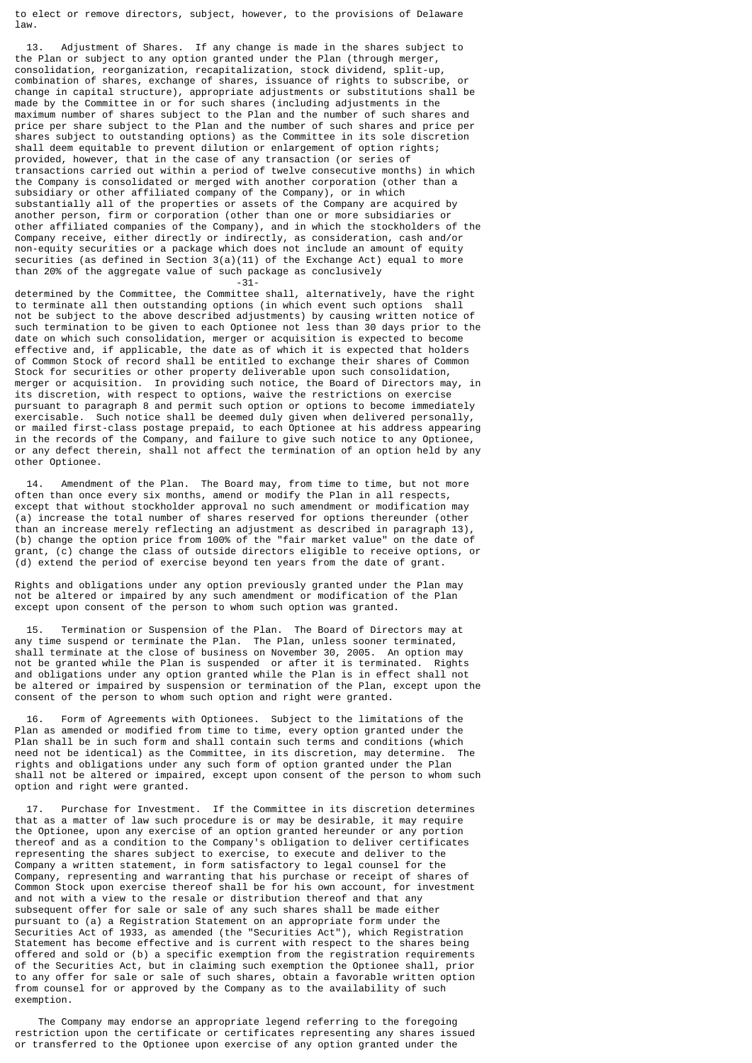to elect or remove directors, subject, however, to the provisions of Delaware law.

13. Adjustment of Shares. If any change is made in the shares subject to the Plan or subject to any option granted under the Plan (through merger, consolidation, reorganization, recapitalization, stock dividend, split-up, combination of shares, exchange of shares, issuance of rights to subscribe, or change in capital structure), appropriate adjustments or substitutions shall be made by the Committee in or for such shares (including adjustments in the maximum number of shares subject to the Plan and the number of such shares and price per share subject to the Plan and the number of such shares and price per shares subject to outstanding options) as the Committee in its sole discretion shall deem equitable to prevent dilution or enlargement of option rights; provided, however, that in the case of any transaction (or series of transactions carried out within a period of twelve consecutive months) in which the Company is consolidated or merged with another corporation (other than a subsidiary or other affiliated company of the Company), or in which substantially all of the properties or assets of the Company are acquired by another person, firm or corporation (other than one or more subsidiaries or other affiliated companies of the Company), and in which the stockholders of the Company receive, either directly or indirectly, as consideration, cash and/or non-equity securities or a package which does not include an amount of equity securities (as defined in Section 3(a)(11) of the Exchange Act) equal to more than 20% of the aggregate value of such package as conclusively determined by the Committee, the Committee shall, alternatively, have the right to terminate all then outstanding options (in which event such options shall not be subject to the above described adjustments) by causing written notice of such termination to be given to each Optionee not less than 30 days prior to the date on which such consolidation, merger or acquisition is expected to become effective and, if applicable, the date as of which it is expected that holders of Common Stock of record shall be entitled to exchange their shares of Common Stock for securities or other property deliverable upon such consolidation, merger or acquisition. In providing such notice, the Board of Directors may, in its discretion, with respect to options, waive the restrictions on exercise pursuant to paragraph 8 and permit such option or options to become immediately exercisable. Such notice shall be deemed duly given when delivered personally, or mailed first-class postage prepaid, to each Optionee at his address appearing in the records of the Company, and failure to give such notice to any Optionee, or any defect therein, shall not affect the termination of an option held by any other Optionee.

14. Amendment of the Plan. The Board may, from time to time, but not more often than once every six months, amend or modify the Plan in all respects, except that without stockholder approval no such amendment or modification may (a) increase the total number of shares reserved for options thereunder (other than an increase merely reflecting an adjustment as described in paragraph 13), (b) change the option price from 100% of the "fair market value" on the date of grant, (c) change the class of outside directors eligible to receive options, or (d) extend the period of exercise beyond ten years from the date of grant.

Rights and obligations under any option previously granted under the Plan may not be altered or impaired by any such amendment or modification of the Plan except upon consent of the person to whom such option was granted.

15. Termination or Suspension of the Plan. The Board of Directors may at any time suspend or terminate the Plan. The Plan, unless sooner terminated, shall terminate at the close of business on November 30, 2005. An option may not be granted while the Plan is suspended or after it is terminated. Rights and obligations under any option granted while the Plan is in effect shall not be altered or impaired by suspension or termination of the Plan, except upon the consent of the person to whom such option and right were granted.

16. Form of Agreements with Optionees. Subject to the limitations of the Plan as amended or modified from time to time, every option granted under the Plan shall be in such form and shall contain such terms and conditions (which need not be identical) as the Committee, in its discretion, may determine. The rights and obligations under any such form of option granted under the Plan shall not be altered or impaired, except upon consent of the person to whom such option and right were granted.

17. Purchase for Investment. If the Committee in its discretion determines that as a matter of law such procedure is or may be desirable, it may require the Optionee, upon any exercise of an option granted hereunder or any portion thereof and as a condition to the Company's obligation to deliver certificates representing the shares subject to exercise, to execute and deliver to the Company a written statement, in form satisfactory to legal counsel for the Company, representing and warranting that his purchase or receipt of shares of Common Stock upon exercise thereof shall be for his own account, for investment and not with a view to the resale or distribution thereof and that any subsequent offer for sale or sale of any such shares shall be made either pursuant to (a) a Registration Statement on an appropriate form under the Securities Act of 1933, as amended (the "Securities Act"), which Registration Statement has become effective and is current with respect to the shares being offered and sold or (b) a specific exemption from the registration requirements of the Securities Act, but in claiming such exemption the Optionee shall, prior to any offer for sale or sale of such shares, obtain a favorable written option from counsel for or approved by the Company as to the availability of such exemption.

The Company may endorse an appropriate legend referring to the foregoing restriction upon the certificate or certificates representing any shares issued or transferred to the Optionee upon exercise of any option granted under the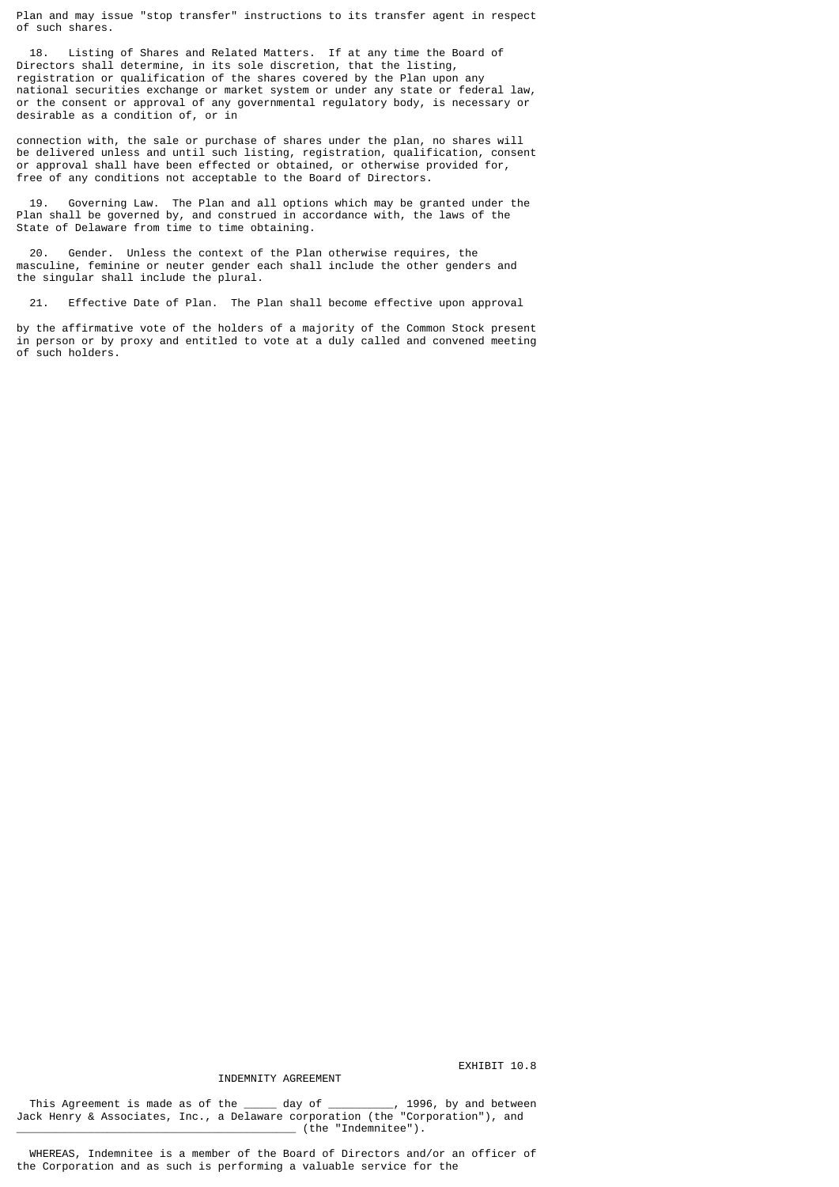Plan and may issue "stop transfer" instructions to its transfer agent in respect of such shares.

18. Listing of Shares and Related Matters. If at any time the Board of Directors shall determine, in its sole discretion, that the listing, registration or qualification of the shares covered by the Plan upon any national securities exchange or market system or under any state or federal law, or the consent or approval of any governmental regulatory body, is necessary or desirable as a condition of, or in connection with, the sale or purchase of shares under the plan, no shares will be delivered unless and until such listing, registration, qualification, consent or approval shall have been effected or obtained, or otherwise provided for, free of any conditions not acceptable to the Board of Directors.

19. Governing Law. The Plan and all options which may be granted under the Plan shall be governed by, and construed in accordance with, the laws of the State of Delaware from time to time obtaining.

20. Gender. Unless the context of the Plan otherwise requires, the masculine, feminine or neuter gender each shall include the other genders and the singular shall include the plural.

21. Effective Date of Plan. The Plan shall become effective upon approval by the affirmative vote of the holders of a majority of the Common Stock present in person or by proxy and entitled to vote at a duly called and convened meeting of such holders.

EXHIBIT 10.8

# INDEMNITY AGREEMENT

This Agreement is made as of the _____ day of __________, 1996, by and between Jack Henry & Associates, Inc., a Delaware corporation (the "Corporation"), and ___________________________________________ (the "Indemnitee").

WHEREAS, Indemnitee is a member of the Board of Directors and/or an officer of the Corporation and as such is performing a valuable service for the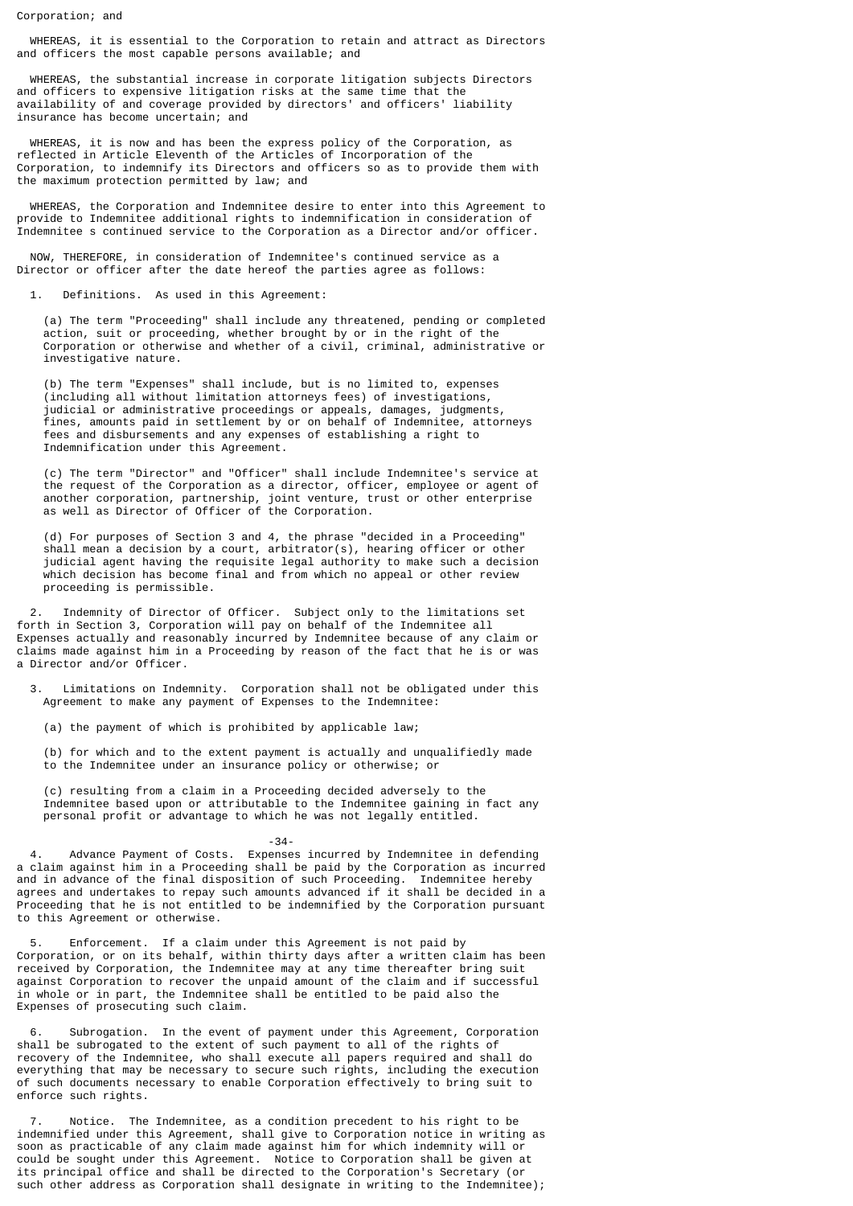Corporation; and

WHEREAS, it is essential to the Corporation to retain and attract as Directors and officers the most capable persons available; and

WHEREAS, the substantial increase in corporate litigation subjects Directors and officers to expensive litigation risks at the same time that the availability of and coverage provided by directors' and officers' liability insurance has become uncertain; and

WHEREAS, it is now and has been the express policy of the Corporation, as reflected in Article Eleventh of the Articles of Incorporation of the Corporation, to indemnify its Directors and officers so as to provide them with the maximum protection permitted by law; and

WHEREAS, the Corporation and Indemnitee desire to enter into this Agreement to provide to Indemnitee additional rights to indemnification in consideration of Indemnitee s continued service to the Corporation as a Director and/or officer.

NOW, THEREFORE, in consideration of Indemnitee's continued service as a Director or officer after the date hereof the parties agree as follows:

1. Definitions. As used in this Agreement:

(a) The term "Proceeding" shall include any threatened, pending or completed action, suit or proceeding, whether brought by or in the right of the Corporation or otherwise and whether of a civil, criminal, administrative or investigative nature.

(b) The term "Expenses" shall include, but is no limited to, expenses (including all without limitation attorneys fees) of investigations, judicial or administrative proceedings or appeals, damages, judgments, fines, amounts paid in settlement by or on behalf of Indemnitee, attorneys fees and disbursements and any expenses of establishing a right to Indemnification under this Agreement.

(c) The term "Director" and "Officer" shall include Indemnitee's service at the request of the Corporation as a director, officer, employee or agent of another corporation, partnership, joint venture, trust or other enterprise as well as Director of Officer of the Corporation.

(d) For purposes of Section 3 and 4, the phrase "decided in a Proceeding" shall mean a decision by a court, arbitrator(s), hearing officer or other judicial agent having the requisite legal authority to make such a decision which decision has become final and from which no appeal or other review proceeding is permissible.

2. Indemnity of Director of Officer. Subject only to the limitations set forth in Section 3, Corporation will pay on behalf of the Indemnitee all Expenses actually and reasonably incurred by Indemnitee because of any claim or claims made against him in a Proceeding by reason of the fact that he is or was a Director and/or Officer.

3. Limitations on Indemnity. Corporation shall not be obligated under this Agreement to make any payment of Expenses to the Indemnitee:

(a) the payment of which is prohibited by applicable law;

(b) for which and to the extent payment is actually and unqualifiedly made to the Indemnitee under an insurance policy or otherwise; or

(c) resulting from a claim in a Proceeding decided adversely to the Indemnitee based upon or attributable to the Indemnitee gaining in fact any personal profit or advantage to which he was not legally entitled.

4. Advance Payment of Costs. Expenses incurred by Indemnitee in defending a claim against him in a Proceeding shall be paid by the Corporation as incurred and in advance of the final disposition of such Proceeding. Indemnitee hereby agrees and undertakes to repay such amounts advanced if it shall be decided in a Proceeding that he is not entitled to be indemnified by the Corporation pursuant to this Agreement or otherwise.

5. Enforcement. If a claim under this Agreement is not paid by Corporation, or on its behalf, within thirty days after a written claim has been received by Corporation, the Indemnitee may at any time thereafter bring suit against Corporation to recover the unpaid amount of the claim and if successful in whole or in part, the Indemnitee shall be entitled to be paid also the Expenses of prosecuting such claim.

6. Subrogation. In the event of payment under this Agreement, Corporation shall be subrogated to the extent of such payment to all of the rights of recovery of the Indemnitee, who shall execute all papers required and shall do everything that may be necessary to secure such rights, including the execution of such documents necessary to enable Corporation effectively to bring suit to enforce such rights.

7. Notice. The Indemnitee, as a condition precedent to his right to be indemnified under this Agreement, shall give to Corporation notice in writing as soon as practicable of any claim made against him for which indemnity will or could be sought under this Agreement. Notice to Corporation shall be given at its principal office and shall be directed to the Corporation's Secretary (or such other address as Corporation shall designate in writing to the Indemnitee);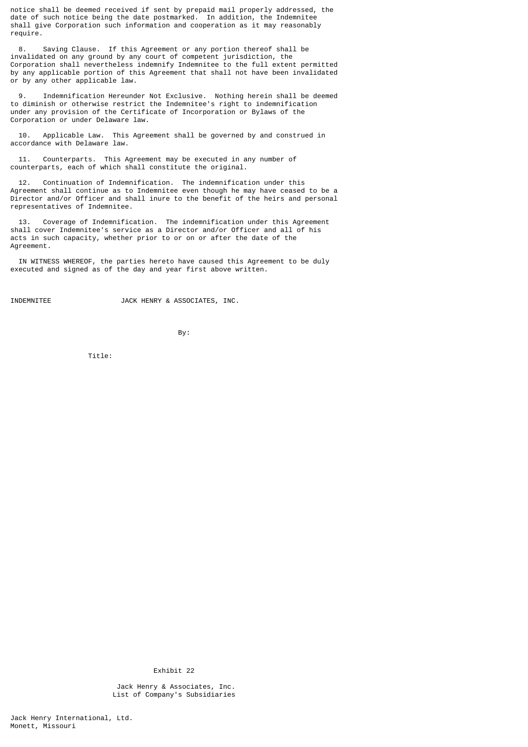notice shall be deemed received if sent by prepaid mail properly addressed, the date of such notice being the date postmarked. In addition, the Indemnitee shall give Corporation such information and cooperation as it may reasonably require.

8. Saving Clause. If this Agreement or any portion thereof shall be invalidated on any ground by any court of competent jurisdiction, the Corporation shall nevertheless indemnify Indemnitee to the full extent permitted by any applicable portion of this Agreement that shall not have been invalidated or by any other applicable law.

9. Indemnification Hereunder Not Exclusive. Nothing herein shall be deemed to diminish or otherwise restrict the Indemnitee's right to indemnification under any provision of the Certificate of Incorporation or Bylaws of the Corporation or under Delaware law.

10. Applicable Law. This Agreement shall be governed by and construed in accordance with Delaware law.

11. Counterparts. This Agreement may be executed in any number of counterparts, each of which shall constitute the original.

12. Continuation of Indemnification. The indemnification under this Agreement shall continue as to Indemnitee even though he may have ceased to be a Director and/or Officer and shall inure to the benefit of the heirs and personal representatives of Indemnitee.

13. Coverage of Indemnification. The indemnification under this Agreement shall cover Indemnitee's service as a Director and/or Officer and all of his acts in such capacity, whether prior to or on or after the date of the Agreement.

IN WITNESS WHEREOF, the parties hereto have caused this Agreement to be duly executed and signed as of the day and year first above written.

INDEMNITEE JACK HENRY & ASSOCIATES, INC.

By:

Title:

Exhibit 22

Jack Henry & Associates, Inc.
List of Company's Subsidiaries

Jack Henry International, Ltd.
Monett, Missouri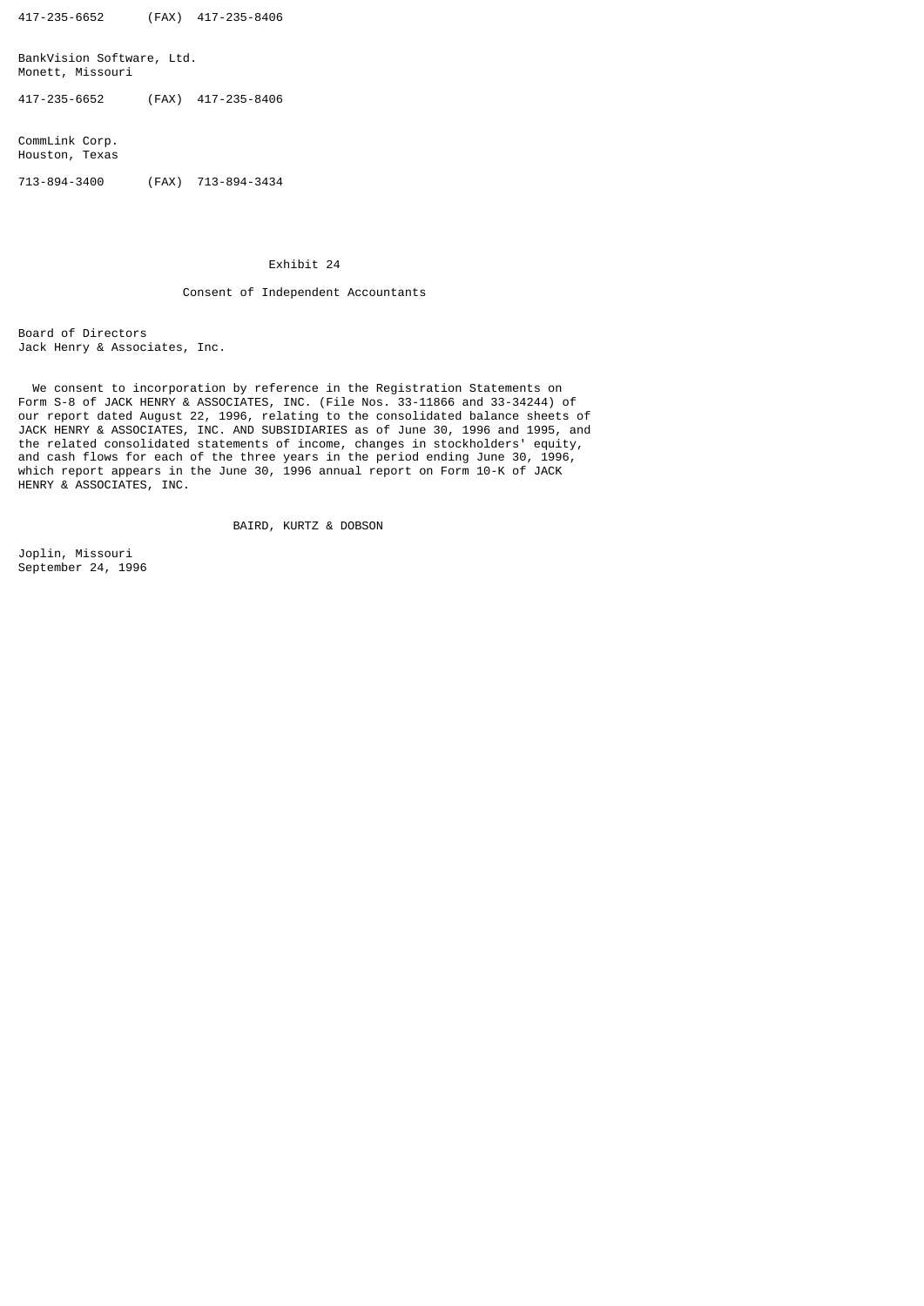417-235-6652 (FAX) 417-235-8406

BankVision Software, Ltd.
Monett, Missouri

417-235-6652 (FAX) 417-235-8406

CommLink Corp.
Houston, Texas

713-894-3400 (FAX) 713-894-3434

Exhibit 24

Consent of Independent Accountants

Board of Directors
Jack Henry & Associates, Inc.

We consent to incorporation by reference in the Registration Statements on Form S-8 of JACK HENRY & ASSOCIATES, INC. (File Nos. 33-11866 and 33-34244) of our report dated August 22, 1996, relating to the consolidated balance sheets of JACK HENRY & ASSOCIATES, INC. AND SUBSIDIARIES as of June 30, 1996 and 1995, and the related consolidated statements of income, changes in stockholders' equity, and cash flows for each of the three years in the period ending June 30, 1996, which report appears in the June 30, 1996 annual report on Form 10-K of JACK HENRY & ASSOCIATES, INC.

BAIRD, KURTZ & DOBSON

Joplin, Missouri
September 24, 1996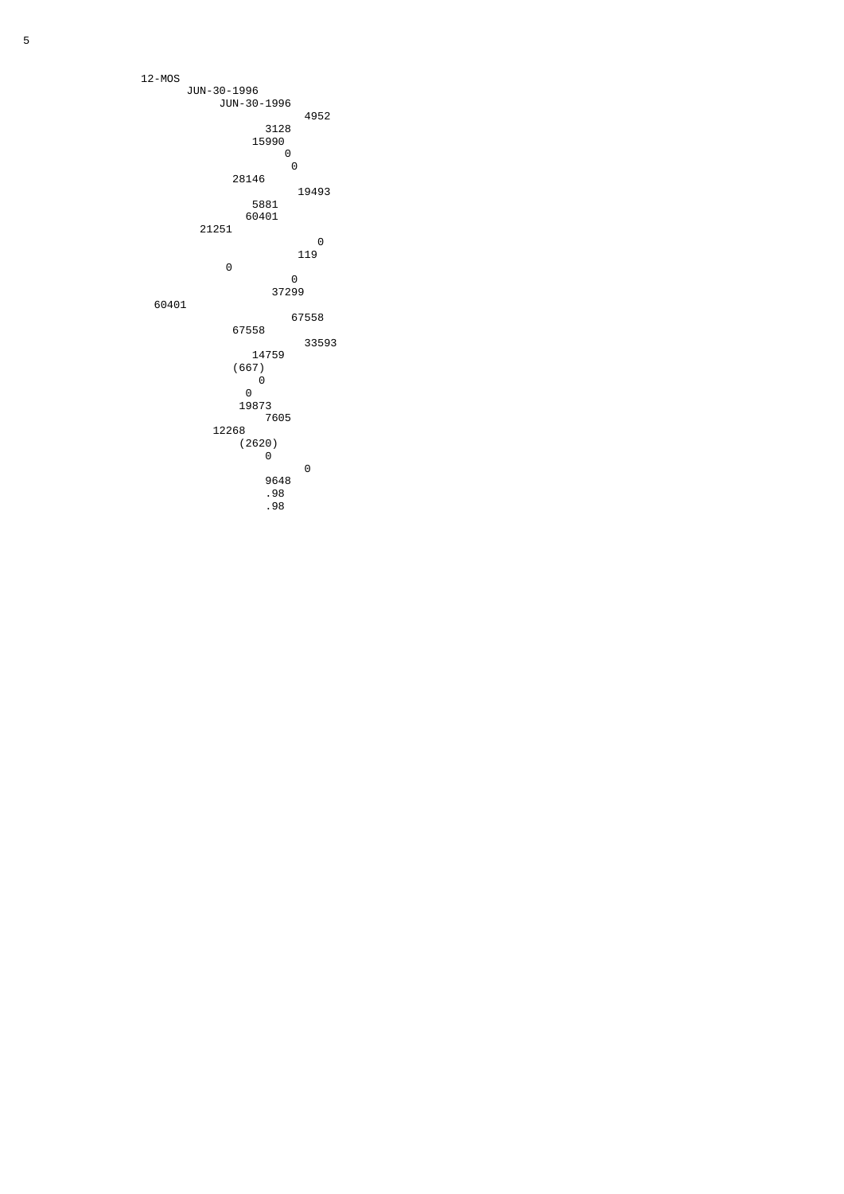5

```
12-MOS
       JUN-30-1996
            JUN-30-1996
                          4952
                   3128
                 15990
                      0
                       0
              28146
                        19493
                 5881
                60401
         21251
                            0
                         119
             0
                       0
                    37299
  60401
                       67558
              67558
                          33593
                 14759
              (667)
                  0
                0
               19873
                   7605
           12268
               (2620)
                   0
                         0
                   9648
                   .98
                   .98
```